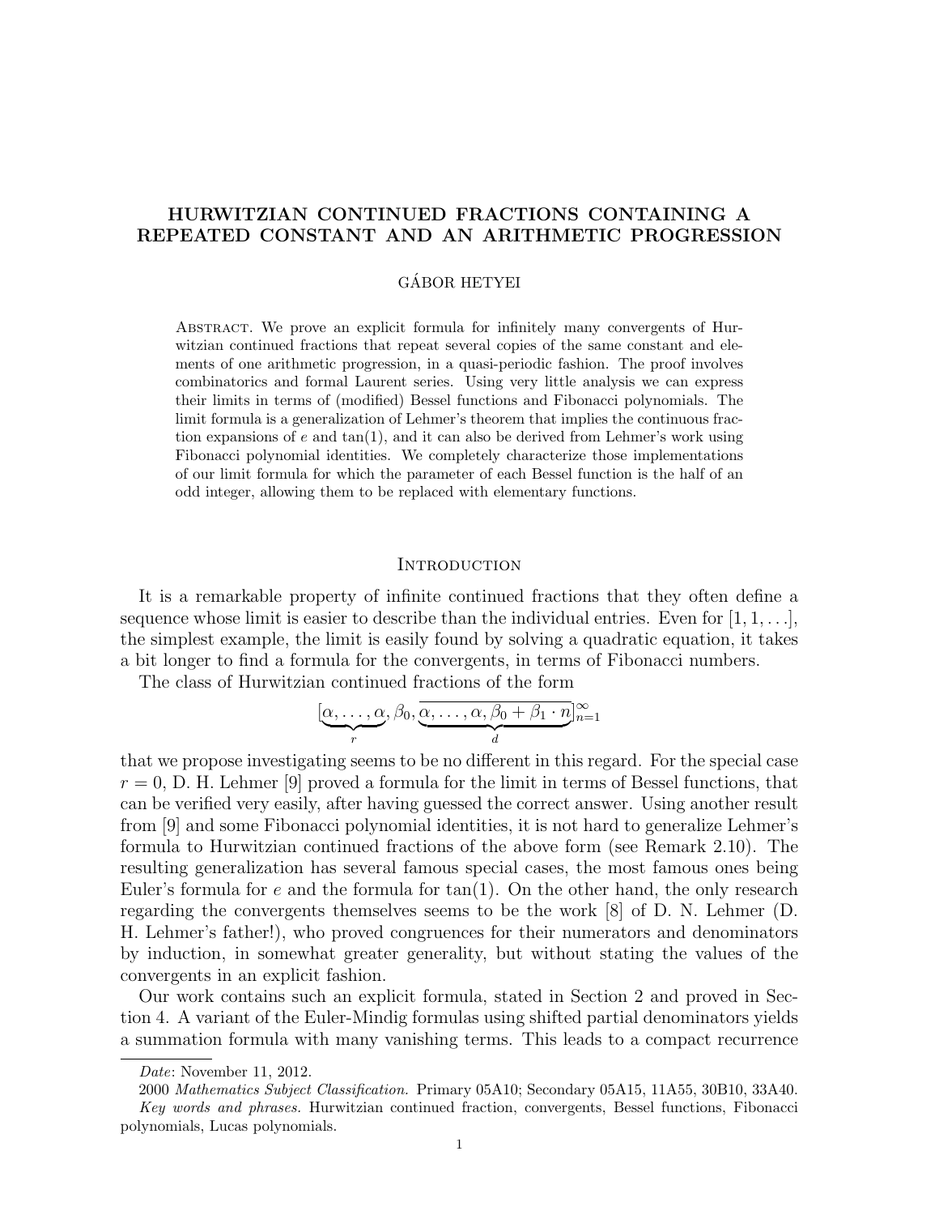# HURWITZIAN CONTINUED FRACTIONS CONTAINING A REPEATED CONSTANT AND AN ARITHMETIC PROGRESSION

GÁBOR HETYEI

Abstract. We prove an explicit formula for infinitely many convergents of Hurwitzian continued fractions that repeat several copies of the same constant and elements of one arithmetic progression, in a quasi-periodic fashion. The proof involves combinatorics and formal Laurent series. Using very little analysis we can express their limits in terms of (modified) Bessel functions and Fibonacci polynomials. The limit formula is a generalization of Lehmer's theorem that implies the continuous fraction expansions of $e$ and $\tan(1)$, and it can also be derived from Lehmer's work using Fibonacci polynomial identities. We completely characterize those implementations of our limit formula for which the parameter of each Bessel function is the half of an odd integer, allowing them to be replaced with elementary functions.

## Introduction

It is a remarkable property of infinite continued fractions that they often define a sequence whose limit is easier to describe than the individual entries. Even for $[1, 1, \ldots]$, the simplest example, the limit is easily found by solving a quadratic equation, it takes a bit longer to find a formula for the convergents, in terms of Fibonacci numbers.

The class of Hurwitzian continued fractions of the form

$$[\underbrace{\alpha, \ldots, \alpha}_{r}, \beta_0, \overline{\underbrace{\alpha, \ldots, \alpha, \beta_0 + \beta_1 \cdot n}_{d}}]_{n=1}^{\infty}$$

that we propose investigating seems to be no different in this regard. For the special case $r = 0$, D. H. Lehmer [9] proved a formula for the limit in terms of Bessel functions, that can be verified very easily, after having guessed the correct answer. Using another result from [9] and some Fibonacci polynomial identities, it is not hard to generalize Lehmer's formula to Hurwitzian continued fractions of the above form (see Remark 2.10). The resulting generalization has several famous special cases, the most famous ones being Euler's formula for $e$ and the formula for $\tan(1)$. On the other hand, the only research regarding the convergents themselves seems to be the work [8] of D. N. Lehmer (D. H. Lehmer's father!), who proved congruences for their numerators and denominators by induction, in somewhat greater generality, but without stating the values of the convergents in an explicit fashion.

Our work contains such an explicit formula, stated in Section 2 and proved in Section 4. A variant of the Euler-Mindig formulas using shifted partial denominators yields a summation formula with many vanishing terms. This leads to a compact recurrence

*Date*: November 11, 2012.

2000 *Mathematics Subject Classification.* Primary 05A10; Secondary 05A15, 11A55, 30B10, 33A40.

*Key words and phrases.* Hurwitzian continued fraction, convergents, Bessel functions, Fibonacci polynomials, Lucas polynomials.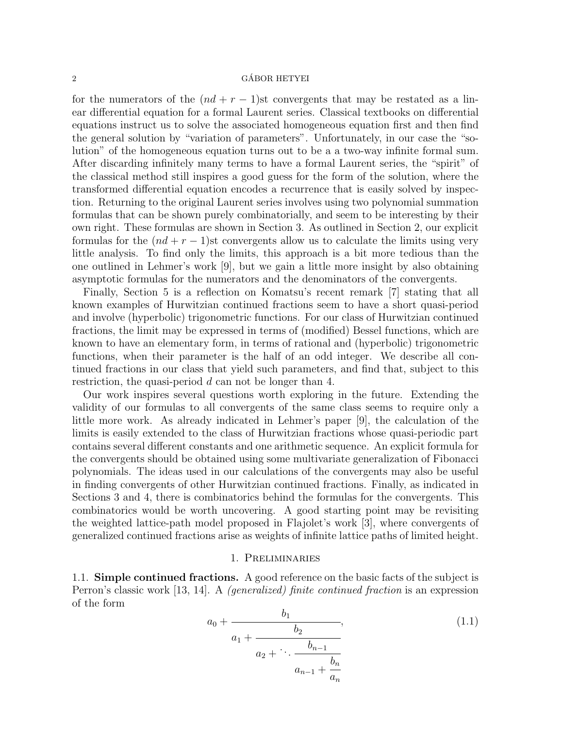for the numerators of the $(nd + r - 1)$st convergents that may be restated as a linear differential equation for a formal Laurent series. Classical textbooks on differential equations instruct us to solve the associated homogeneous equation first and then find the general solution by "variation of parameters". Unfortunately, in our case the "solution" of the homogeneous equation turns out to be a a two-way infinite formal sum. After discarding infinitely many terms to have a formal Laurent series, the "spirit" of the classical method still inspires a good guess for the form of the solution, where the transformed differential equation encodes a recurrence that is easily solved by inspection. Returning to the original Laurent series involves using two polynomial summation formulas that can be shown purely combinatorially, and seem to be interesting by their own right. These formulas are shown in Section 3. As outlined in Section 2, our explicit formulas for the $(nd + r - 1)$st convergents allow us to calculate the limits using very little analysis. To find only the limits, this approach is a bit more tedious than the one outlined in Lehmer's work [9], but we gain a little more insight by also obtaining asymptotic formulas for the numerators and the denominators of the convergents.

Finally, Section 5 is a reflection on Komatsu's recent remark [7] stating that all known examples of Hurwitzian continued fractions seem to have a short quasi-period and involve (hyperbolic) trigonometric functions. For our class of Hurwitzian continued fractions, the limit may be expressed in terms of (modified) Bessel functions, which are known to have an elementary form, in terms of rational and (hyperbolic) trigonometric functions, when their parameter is the half of an odd integer. We describe all continued fractions in our class that yield such parameters, and find that, subject to this restriction, the quasi-period $d$ can not be longer than 4.

Our work inspires several questions worth exploring in the future. Extending the validity of our formulas to all convergents of the same class seems to require only a little more work. As already indicated in Lehmer's paper [9], the calculation of the limits is easily extended to the class of Hurwitzian fractions whose quasi-periodic part contains several different constants and one arithmetic sequence. An explicit formula for the convergents should be obtained using some multivariate generalization of Fibonacci polynomials. The ideas used in our calculations of the convergents may also be useful in finding convergents of other Hurwitzian continued fractions. Finally, as indicated in Sections 3 and 4, there is combinatorics behind the formulas for the convergents. This combinatorics would be worth uncovering. A good starting point may be revisiting the weighted lattice-path model proposed in Flajolet's work [3], where convergents of generalized continued fractions arise as weights of infinite lattice paths of limited height.

## 1. Preliminaries

**1.1. Simple continued fractions.** A good reference on the basic facts of the subject is Perron's classic work [13, 14]. A *(generalized) finite continued fraction* is an expression of the form

$$a_0 + \cfrac{b_1}{a_1 + \cfrac{b_2}{a_2 + \ddots \cfrac{b_{n-1}}{a_{n-1} + \cfrac{b_n}{a_n}}}}, \tag{1.1}$$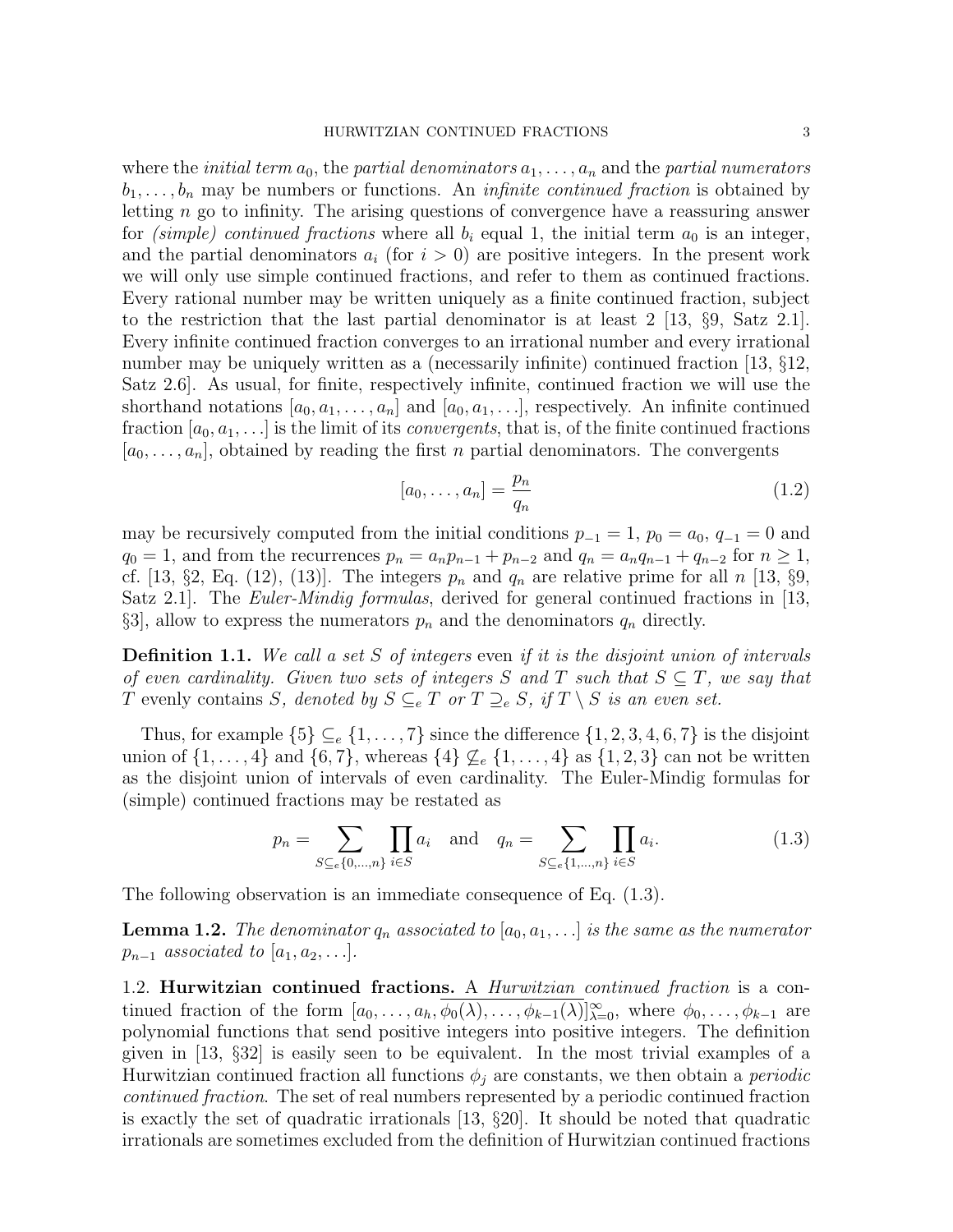where the *initial term* $a_0$, the *partial denominators* $a_1, \ldots, a_n$ and the *partial numerators* $b_1, \ldots, b_n$ may be numbers or functions. An *infinite continued fraction* is obtained by letting $n$ go to infinity. The arising questions of convergence have a reassuring answer for *(simple) continued fractions* where all $b_i$ equal 1, the initial term $a_0$ is an integer, and the partial denominators $a_i$ (for $i > 0$) are positive integers. In the present work we will only use simple continued fractions, and refer to them as continued fractions. Every rational number may be written uniquely as a finite continued fraction, subject to the restriction that the last partial denominator is at least 2 [13, §9, Satz 2.1]. Every infinite continued fraction converges to an irrational number and every irrational number may be uniquely written as a (necessarily infinite) continued fraction [13, §12, Satz 2.6]. As usual, for finite, respectively infinite, continued fraction we will use the shorthand notations $[a_0, a_1, \ldots, a_n]$ and $[a_0, a_1, \ldots]$, respectively. An infinite continued fraction $[a_0, a_1, \ldots]$ is the limit of its *convergents*, that is, of the finite continued fractions $[a_0, \ldots, a_n]$, obtained by reading the first $n$ partial denominators. The convergents

$$[a_0, \ldots, a_n] = \frac{p_n}{q_n} \tag{1.2}$$

may be recursively computed from the initial conditions $p_{-1} = 1$, $p_0 = a_0$, $q_{-1} = 0$ and $q_0 = 1$, and from the recurrences $p_n = a_n p_{n-1} + p_{n-2}$ and $q_n = a_n q_{n-1} + q_{n-2}$ for $n \geq 1$, cf. [13, §2, Eq. (12), (13)]. The integers $p_n$ and $q_n$ are relative prime for all $n$ [13, §9, Satz 2.1]. The *Euler-Mindig formulas*, derived for general continued fractions in [13, §3], allow to express the numerators $p_n$ and the denominators $q_n$ directly.

**Definition 1.1.** *We call a set $S$ of integers* even *if it is the disjoint union of intervals of even cardinality. Given two sets of integers $S$ and $T$ such that $S \subseteq T$, we say that $T$* evenly contains *$S$, denoted by $S \subseteq_e T$ or $T \supseteq_e S$, if $T \setminus S$ is an even set.*

Thus, for example $\{5\} \subseteq_e \{1, \ldots, 7\}$ since the difference $\{1, 2, 3, 4, 6, 7\}$ is the disjoint union of $\{1, \ldots, 4\}$ and $\{6, 7\}$, whereas $\{4\} \not\subseteq_e \{1, \ldots, 4\}$ as $\{1, 2, 3\}$ can not be written as the disjoint union of intervals of even cardinality. The Euler-Mindig formulas for (simple) continued fractions may be restated as

$$p_n = \sum_{S \subseteq_e \{0, \ldots, n\}} \prod_{i \in S} a_i \quad \text{and} \quad q_n = \sum_{S \subseteq_e \{1, \ldots, n\}} \prod_{i \in S} a_i. \tag{1.3}$$

The following observation is an immediate consequence of Eq. (1.3).

**Lemma 1.2.** *The denominator $q_n$ associated to $[a_0, a_1, \ldots]$ is the same as the numerator $p_{n-1}$ associated to $[a_1, a_2, \ldots]$.*

1.2. **Hurwitzian continued fractions.** A *Hurwitzian continued fraction* is a continued fraction of the form $[a_0, \ldots, a_h, \overline{\phi_0(\lambda), \ldots, \phi_{k-1}(\lambda)}]_{\lambda=0}^{\infty}$, where $\phi_0, \ldots, \phi_{k-1}$ are polynomial functions that send positive integers into positive integers. The definition given in [13, §32] is easily seen to be equivalent. In the most trivial examples of a Hurwitzian continued fraction all functions $\phi_j$ are constants, we then obtain a *periodic continued fraction*. The set of real numbers represented by a periodic continued fraction is exactly the set of quadratic irrationals [13, §20]. It should be noted that quadratic irrationals are sometimes excluded from the definition of Hurwitzian continued fractions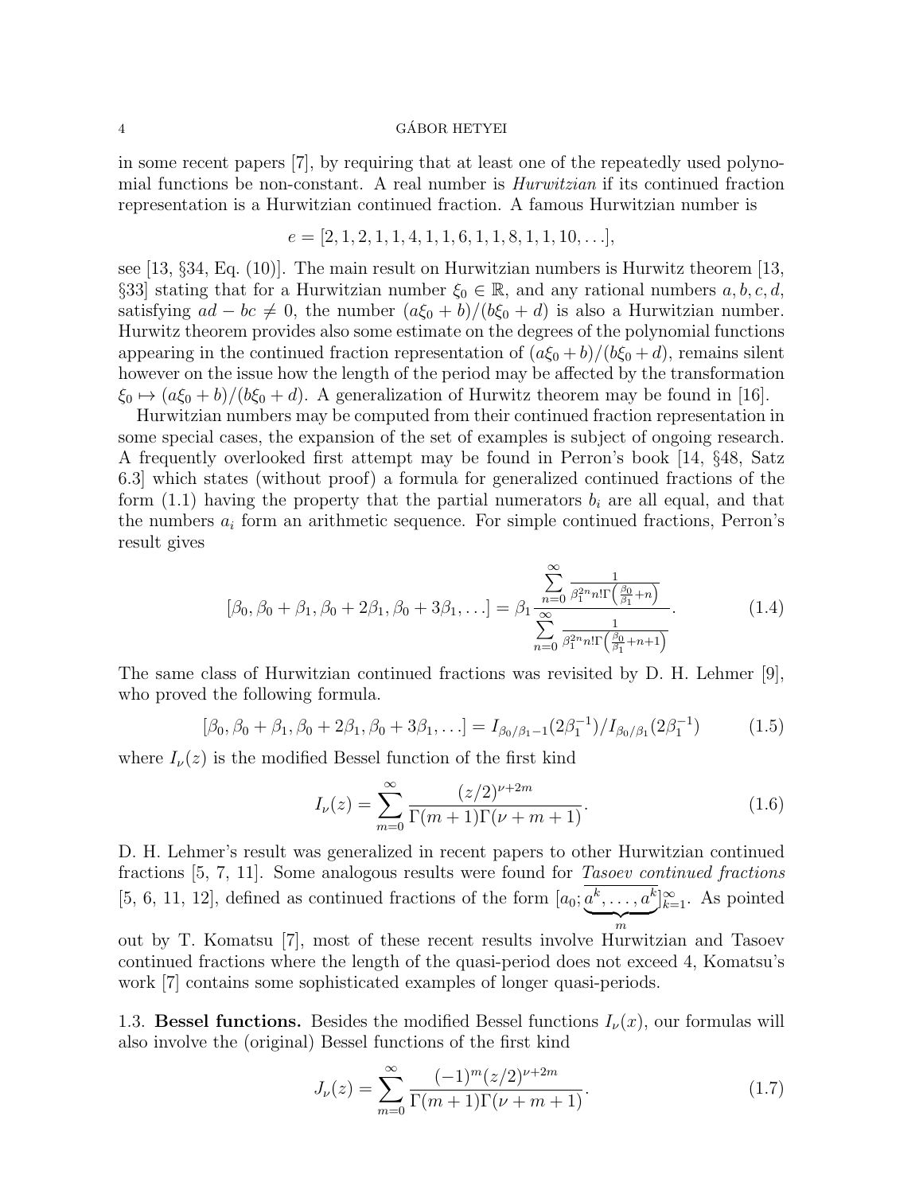in some recent papers [7], by requiring that at least one of the repeatedly used polynomial functions be non-constant. A real number is *Hurwitzian* if its continued fraction representation is a Hurwitzian continued fraction. A famous Hurwitzian number is

$$e = [2, 1, 2, 1, 1, 4, 1, 1, 6, 1, 1, 8, 1, 1, 10, \ldots],$$

see [13, §34, Eq. (10)]. The main result on Hurwitzian numbers is Hurwitz theorem [13, §33] stating that for a Hurwitzian number $\xi_0 \in \mathbb{R}$, and any rational numbers $a, b, c, d$, satisfying $ad - bc \neq 0$, the number $(a\xi_0 + b)/(b\xi_0 + d)$ is also a Hurwitzian number. Hurwitz theorem provides also some estimate on the degrees of the polynomial functions appearing in the continued fraction representation of $(a\xi_0 + b)/(b\xi_0 + d)$, remains silent however on the issue how the length of the period may be affected by the transformation $\xi_0 \mapsto (a\xi_0 + b)/(b\xi_0 + d)$. A generalization of Hurwitz theorem may be found in [16].

Hurwitzian numbers may be computed from their continued fraction representation in some special cases, the expansion of the set of examples is subject of ongoing research. A frequently overlooked first attempt may be found in Perron's book [14, §48, Satz 6.3] which states (without proof) a formula for generalized continued fractions of the form (1.1) having the property that the partial numerators $b_i$ are all equal, and that the numbers $a_i$ form an arithmetic sequence. For simple continued fractions, Perron's result gives

$$[\beta_0, \beta_0 + \beta_1, \beta_0 + 2\beta_1, \beta_0 + 3\beta_1, \ldots] = \beta_1 \frac{\sum_{n=0}^{\infty} \frac{1}{\beta_1^{2n} n! \Gamma\left(\frac{\beta_0}{\beta_1} + n\right)}}{\sum_{n=0}^{\infty} \frac{1}{\beta_1^{2n} n! \Gamma\left(\frac{\beta_0}{\beta_1} + n + 1\right)}}. \tag{1.4}$$

The same class of Hurwitzian continued fractions was revisited by D. H. Lehmer [9], who proved the following formula.

$$[\beta_0, \beta_0 + \beta_1, \beta_0 + 2\beta_1, \beta_0 + 3\beta_1, \ldots] = I_{\beta_0/\beta_1 - 1}(2\beta_1^{-1})/I_{\beta_0/\beta_1}(2\beta_1^{-1}) \tag{1.5}$$

where $I_\nu(z)$ is the modified Bessel function of the first kind

$$I_\nu(z) = \sum_{m=0}^{\infty} \frac{(z/2)^{\nu+2m}}{\Gamma(m+1)\Gamma(\nu+m+1)}. \tag{1.6}$$

D. H. Lehmer's result was generalized in recent papers to other Hurwitzian continued fractions [5, 7, 11]. Some analogous results were found for *Tasoev continued fractions* [5, 6, 11, 12], defined as continued fractions of the form $[a_0; \underbrace{\overline{a^k, \ldots, a^k}}_{m}]_{k=1}^{\infty}$. As pointed out by T. Komatsu [7], most of these recent results involve Hurwitzian and Tasoev continued fractions where the length of the quasi-period does not exceed 4, Komatsu's work [7] contains some sophisticated examples of longer quasi-periods.

### 1.3. Bessel functions.

Besides the modified Bessel functions $I_\nu(x)$, our formulas will also involve the (original) Bessel functions of the first kind

$$J_\nu(z) = \sum_{m=0}^{\infty} \frac{(-1)^m (z/2)^{\nu+2m}}{\Gamma(m+1)\Gamma(\nu+m+1)}. \tag{1.7}$$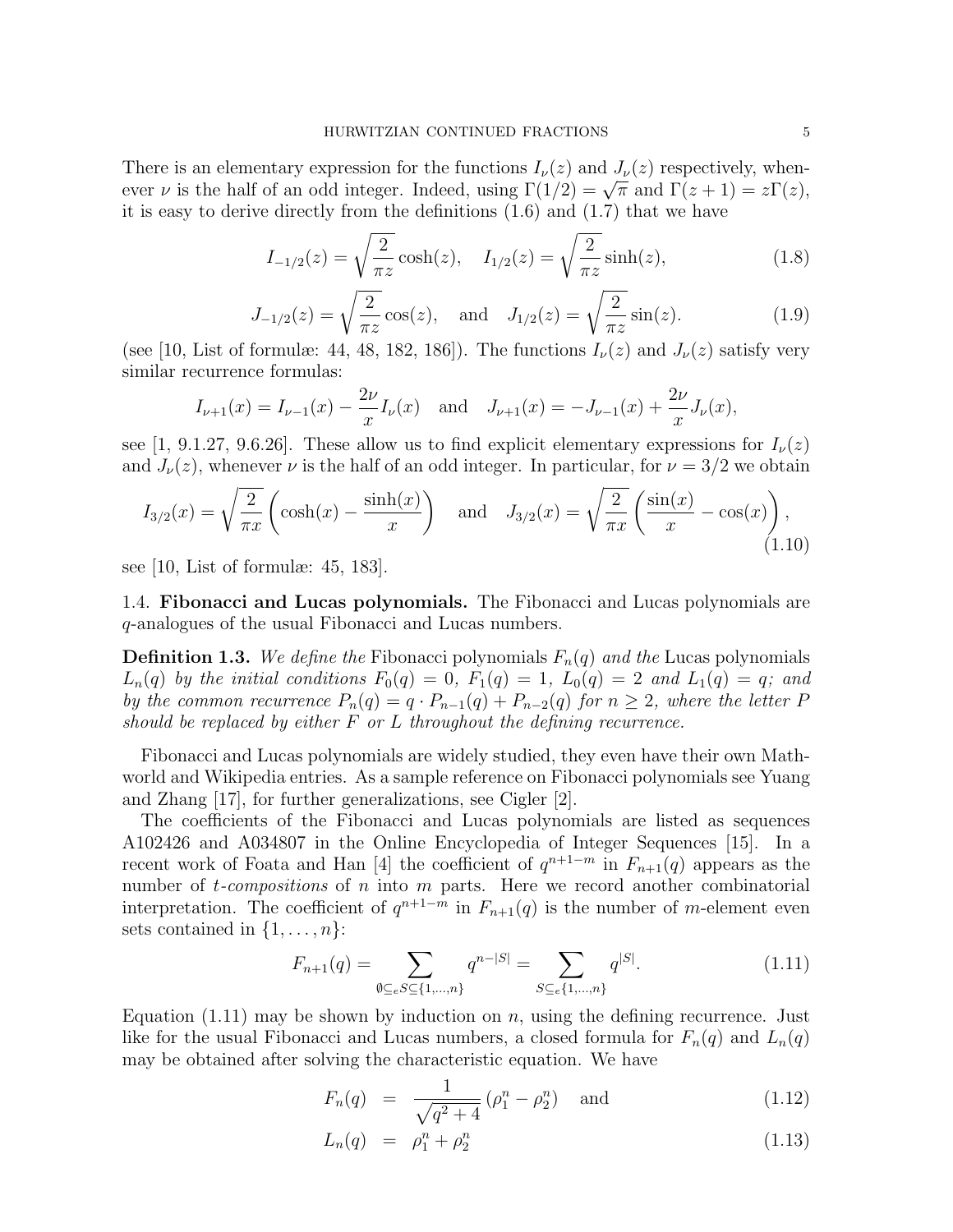There is an elementary expression for the functions $I_\nu(z)$ and $J_\nu(z)$ respectively, whenever $\nu$ is the half of an odd integer. Indeed, using $\Gamma(1/2)=\sqrt{\pi}$ and $\Gamma(z+1)=z\Gamma(z)$, it is easy to derive directly from the definitions (1.6) and (1.7) that we have

$$I_{-1/2}(z)=\sqrt{\frac{2}{\pi z}}\cosh(z), \quad I_{1/2}(z)=\sqrt{\frac{2}{\pi z}}\sinh(z), \tag{1.8}$$

$$J_{-1/2}(z)=\sqrt{\frac{2}{\pi z}}\cos(z), \quad \text{and} \quad J_{1/2}(z)=\sqrt{\frac{2}{\pi z}}\sin(z). \tag{1.9}$$

(see [10, List of formulæ: 44, 48, 182, 186]). The functions $I_\nu(z)$ and $J_\nu(z)$ satisfy very similar recurrence formulas:

$$I_{\nu+1}(x)=I_{\nu-1}(x)-\frac{2\nu}{x}I_\nu(x) \quad \text{and} \quad J_{\nu+1}(x)=-J_{\nu-1}(x)+\frac{2\nu}{x}J_\nu(x),$$

see [1, 9.1.27, 9.6.26]. These allow us to find explicit elementary expressions for $I_\nu(z)$ and $J_\nu(z)$, whenever $\nu$ is the half of an odd integer. In particular, for $\nu=3/2$ we obtain

$$I_{3/2}(x)=\sqrt{\frac{2}{\pi x}}\left(\cosh(x)-\frac{\sinh(x)}{x}\right) \quad \text{and} \quad J_{3/2}(x)=\sqrt{\frac{2}{\pi x}}\left(\frac{\sin(x)}{x}-\cos(x)\right), \tag{1.10}$$

see [10, List of formulæ: 45, 183].

## 1.4. Fibonacci and Lucas polynomials.

The Fibonacci and Lucas polynomials are $q$-analogues of the usual Fibonacci and Lucas numbers.

**Definition 1.3.** *We define the* Fibonacci polynomials *$F_n(q)$ and the* Lucas polynomials *$L_n(q)$ by the initial conditions $F_0(q)=0$, $F_1(q)=1$, $L_0(q)=2$ and $L_1(q)=q$; and by the common recurrence $P_n(q)=q\cdot P_{n-1}(q)+P_{n-2}(q)$ for $n\geq 2$, where the letter $P$ should be replaced by either $F$ or $L$ throughout the defining recurrence.*

Fibonacci and Lucas polynomials are widely studied, they even have their own Mathworld and Wikipedia entries. As a sample reference on Fibonacci polynomials see Yuang and Zhang [17], for further generalizations, see Cigler [2].

The coefficients of the Fibonacci and Lucas polynomials are listed as sequences A102426 and A034807 in the Online Encyclopedia of Integer Sequences [15]. In a recent work of Foata and Han [4] the coefficient of $q^{n+1-m}$ in $F_{n+1}(q)$ appears as the number of *$t$-compositions* of $n$ into $m$ parts. Here we record another combinatorial interpretation. The coefficient of $q^{n+1-m}$ in $F_{n+1}(q)$ is the number of $m$-element even sets contained in $\{1,\ldots,n\}$:

$$F_{n+1}(q)=\sum_{\emptyset\subseteq_e S\subseteq\{1,\ldots,n\}} q^{n-|S|}=\sum_{S\subseteq_e\{1,\ldots,n\}} q^{|S|}. \tag{1.11}$$

Equation (1.11) may be shown by induction on $n$, using the defining recurrence. Just like for the usual Fibonacci and Lucas numbers, a closed formula for $F_n(q)$ and $L_n(q)$ may be obtained after solving the characteristic equation. We have

$$F_n(q) = \frac{1}{\sqrt{q^2+4}}\left(\rho_1^n-\rho_2^n\right) \quad \text{and} \tag{1.12}$$

$$L_n(q) = \rho_1^n+\rho_2^n \tag{1.13}$$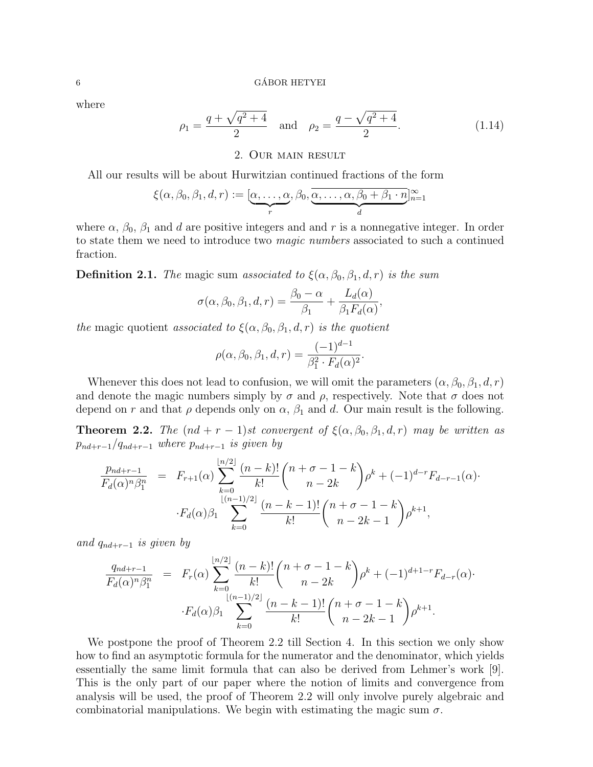where

$$\rho_1 = \frac{q + \sqrt{q^2+4}}{2} \quad \text{and} \quad \rho_2 = \frac{q - \sqrt{q^2+4}}{2}. \tag{1.14}$$

## 2. Our main result

All our results will be about Hurwitzian continued fractions of the form

$$\xi(\alpha, \beta_0, \beta_1, d, r) := [\underbrace{\alpha, \ldots, \alpha}_{r}, \beta_0, \overline{\underbrace{\alpha, \ldots, \alpha, \beta_0 + \beta_1 \cdot n}_{d}}]_{n=1}^{\infty}$$

where $\alpha$, $\beta_0$, $\beta_1$ and $d$ are positive integers and and $r$ is a nonnegative integer. In order to state them we need to introduce two *magic numbers* associated to such a continued fraction.

**Definition 2.1.** *The* magic sum *associated to $\xi(\alpha, \beta_0, \beta_1, d, r)$ is the sum*

$$\sigma(\alpha, \beta_0, \beta_1, d, r) = \frac{\beta_0 - \alpha}{\beta_1} + \frac{L_d(\alpha)}{\beta_1 F_d(\alpha)},$$

*the* magic quotient *associated to $\xi(\alpha, \beta_0, \beta_1, d, r)$ is the quotient*

$$\rho(\alpha, \beta_0, \beta_1, d, r) = \frac{(-1)^{d-1}}{\beta_1^2 \cdot F_d(\alpha)^2}.$$

Whenever this does not lead to confusion, we will omit the parameters $(\alpha, \beta_0, \beta_1, d, r)$ and denote the magic numbers simply by $\sigma$ and $\rho$, respectively. Note that $\sigma$ does not depend on $r$ and that $\rho$ depends only on $\alpha$, $\beta_1$ and $d$. Our main result is the following.

**Theorem 2.2.** *The $(nd + r - 1)$st convergent of $\xi(\alpha, \beta_0, \beta_1, d, r)$ may be written as $p_{nd+r-1}/q_{nd+r-1}$ where $p_{nd+r-1}$ is given by*

$$\begin{aligned}
\frac{p_{nd+r-1}}{F_d(\alpha)^n \beta_1^n} &= F_{r+1}(\alpha) \sum_{k=0}^{\lfloor n/2 \rfloor} \frac{(n-k)!}{k!} \binom{n + \sigma - 1 - k}{n - 2k} \rho^k + (-1)^{d-r} F_{d-r-1}(\alpha) \cdot \\
&\quad \cdot F_d(\alpha) \beta_1 \sum_{k=0}^{\lfloor (n-1)/2 \rfloor} \frac{(n-k-1)!}{k!} \binom{n + \sigma - 1 - k}{n - 2k - 1} \rho^{k+1},
\end{aligned}$$

*and $q_{nd+r-1}$ is given by*

$$\begin{aligned}
\frac{q_{nd+r-1}}{F_d(\alpha)^n \beta_1^n} &= F_r(\alpha) \sum_{k=0}^{\lfloor n/2 \rfloor} \frac{(n-k)!}{k!} \binom{n + \sigma - 1 - k}{n - 2k} \rho^k + (-1)^{d+1-r} F_{d-r}(\alpha) \cdot \\
&\quad \cdot F_d(\alpha) \beta_1 \sum_{k=0}^{\lfloor (n-1)/2 \rfloor} \frac{(n-k-1)!}{k!} \binom{n + \sigma - 1 - k}{n - 2k - 1} \rho^{k+1}.
\end{aligned}$$

We postpone the proof of Theorem 2.2 till Section 4. In this section we only show how to find an asymptotic formula for the numerator and the denominator, which yields essentially the same limit formula that can also be derived from Lehmer's work [9]. This is the only part of our paper where the notion of limits and convergence from analysis will be used, the proof of Theorem 2.2 will only involve purely algebraic and combinatorial manipulations. We begin with estimating the magic sum $\sigma$.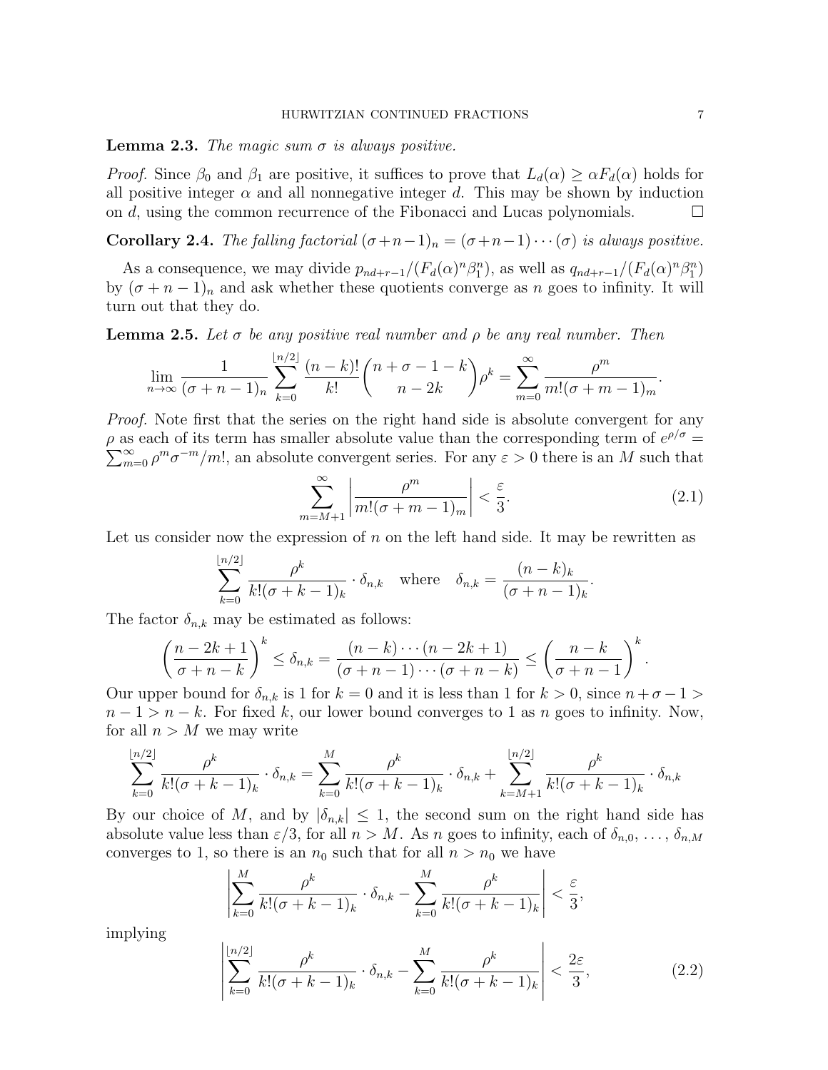**Lemma 2.3.** *The magic sum $\sigma$ is always positive.*

*Proof.* Since $\beta_0$ and $\beta_1$ are positive, it suffices to prove that $L_d(\alpha) \geq \alpha F_d(\alpha)$ holds for all positive integer $\alpha$ and all nonnegative integer $d$. This may be shown by induction on $d$, using the common recurrence of the Fibonacci and Lucas polynomials. □

**Corollary 2.4.** *The falling factorial $(\sigma+n-1)_n = (\sigma+n-1)\cdots(\sigma)$ is always positive.*

As a consequence, we may divide $p_{nd+r-1}/(F_d(\alpha)^n\beta_1^n)$, as well as $q_{nd+r-1}/(F_d(\alpha)^n\beta_1^n)$ by $(\sigma+n-1)_n$ and ask whether these quotients converge as $n$ goes to infinity. It will turn out that they do.

**Lemma 2.5.** *Let $\sigma$ be any positive real number and $\rho$ be any real number. Then*

$$\lim_{n\to\infty} \frac{1}{(\sigma+n-1)_n} \sum_{k=0}^{\lfloor n/2 \rfloor} \frac{(n-k)!}{k!} \binom{n+\sigma-1-k}{n-2k} \rho^k = \sum_{m=0}^{\infty} \frac{\rho^m}{m!(\sigma+m-1)_m}.$$

*Proof.* Note first that the series on the right hand side is absolute convergent for any $\rho$ as each of its term has smaller absolute value than the corresponding term of $e^{\rho/\sigma} = \sum_{m=0}^{\infty} \rho^m \sigma^{-m}/m!$, an absolute convergent series. For any $\varepsilon > 0$ there is an $M$ such that

$$\sum_{m=M+1}^{\infty} \left| \frac{\rho^m}{m!(\sigma+m-1)_m} \right| < \frac{\varepsilon}{3}. \tag{2.1}$$

Let us consider now the expression of $n$ on the left hand side. It may be rewritten as

$$\sum_{k=0}^{\lfloor n/2 \rfloor} \frac{\rho^k}{k!(\sigma+k-1)_k} \cdot \delta_{n,k} \quad \text{where} \quad \delta_{n,k} = \frac{(n-k)_k}{(\sigma+n-1)_k}.$$

The factor $\delta_{n,k}$ may be estimated as follows:

$$\left(\frac{n-2k+1}{\sigma+n-k}\right)^k \leq \delta_{n,k} = \frac{(n-k)\cdots(n-2k+1)}{(\sigma+n-1)\cdots(\sigma+n-k)} \leq \left(\frac{n-k}{\sigma+n-1}\right)^k.$$

Our upper bound for $\delta_{n,k}$ is 1 for $k=0$ and it is less than 1 for $k>0$, since $n+\sigma-1 > n-1 > n-k$. For fixed $k$, our lower bound converges to 1 as $n$ goes to infinity. Now, for all $n > M$ we may write

$$\sum_{k=0}^{\lfloor n/2 \rfloor} \frac{\rho^k}{k!(\sigma+k-1)_k} \cdot \delta_{n,k} = \sum_{k=0}^{M} \frac{\rho^k}{k!(\sigma+k-1)_k} \cdot \delta_{n,k} + \sum_{k=M+1}^{\lfloor n/2 \rfloor} \frac{\rho^k}{k!(\sigma+k-1)_k} \cdot \delta_{n,k}$$

By our choice of $M$, and by $|\delta_{n,k}| \leq 1$, the second sum on the right hand side has absolute value less than $\varepsilon/3$, for all $n > M$. As $n$ goes to infinity, each of $\delta_{n,0}, \ldots, \delta_{n,M}$ converges to 1, so there is an $n_0$ such that for all $n > n_0$ we have

$$\left| \sum_{k=0}^{M} \frac{\rho^k}{k!(\sigma+k-1)_k} \cdot \delta_{n,k} - \sum_{k=0}^{M} \frac{\rho^k}{k!(\sigma+k-1)_k} \right| < \frac{\varepsilon}{3},$$

implying

$$\left| \sum_{k=0}^{\lfloor n/2 \rfloor} \frac{\rho^k}{k!(\sigma+k-1)_k} \cdot \delta_{n,k} - \sum_{k=0}^{M} \frac{\rho^k}{k!(\sigma+k-1)_k} \right| < \frac{2\varepsilon}{3}, \tag{2.2}$$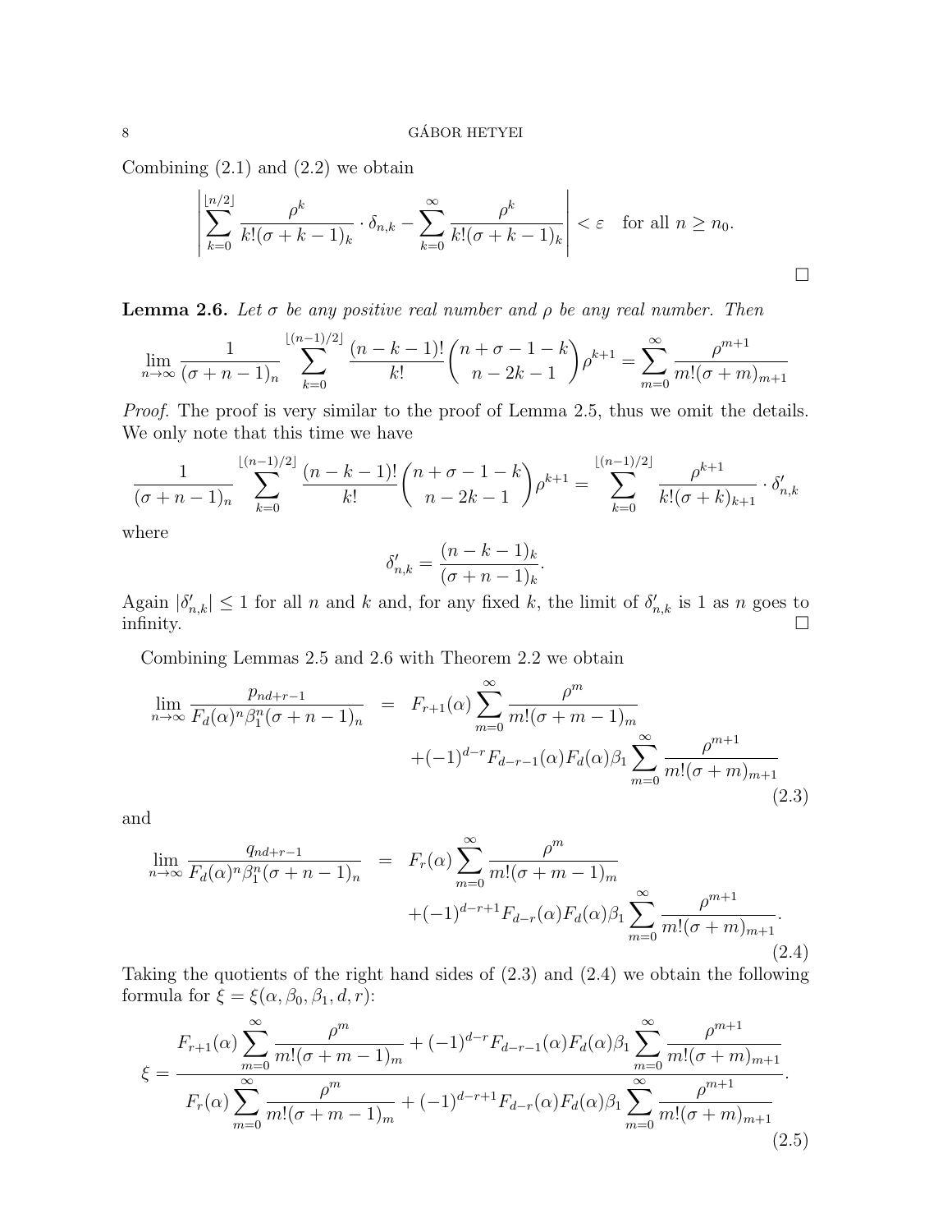Combining (2.1) and (2.2) we obtain

$$\left| \sum_{k=0}^{\lfloor n/2 \rfloor} \frac{\rho^k}{k!(\sigma+k-1)_k} \cdot \delta_{n,k} - \sum_{k=0}^{\infty} \frac{\rho^k}{k!(\sigma+k-1)_k} \right| < \varepsilon \quad \text{for all } n \geq n_0.$$

□

**Lemma 2.6.** *Let $\sigma$ be any positive real number and $\rho$ be any real number. Then*

$$\lim_{n\to\infty} \frac{1}{(\sigma+n-1)_n} \sum_{k=0}^{\lfloor (n-1)/2 \rfloor} \frac{(n-k-1)!}{k!} \binom{n+\sigma-1-k}{n-2k-1} \rho^{k+1} = \sum_{m=0}^{\infty} \frac{\rho^{m+1}}{m!(\sigma+m)_{m+1}}$$

*Proof.* The proof is very similar to the proof of Lemma 2.5, thus we omit the details. We only note that this time we have

$$\frac{1}{(\sigma+n-1)_n} \sum_{k=0}^{\lfloor (n-1)/2 \rfloor} \frac{(n-k-1)!}{k!} \binom{n+\sigma-1-k}{n-2k-1} \rho^{k+1} = \sum_{k=0}^{\lfloor (n-1)/2 \rfloor} \frac{\rho^{k+1}}{k!(\sigma+k)_{k+1}} \cdot \delta'_{n,k}$$

where

$$\delta'_{n,k} = \frac{(n-k-1)_k}{(\sigma+n-1)_k}.$$

Again $|\delta'_{n,k}| \leq 1$ for all $n$ and $k$ and, for any fixed $k$, the limit of $\delta'_{n,k}$ is 1 as $n$ goes to infinity. □

Combining Lemmas 2.5 and 2.6 with Theorem 2.2 we obtain

$$\begin{aligned} \lim_{n\to\infty} \frac{p_{nd+r-1}}{F_d(\alpha)^n \beta_1^n (\sigma+n-1)_n} &= F_{r+1}(\alpha) \sum_{m=0}^{\infty} \frac{\rho^m}{m!(\sigma+m-1)_m} \\ &\quad + (-1)^{d-r} F_{d-r-1}(\alpha) F_d(\alpha) \beta_1 \sum_{m=0}^{\infty} \frac{\rho^{m+1}}{m!(\sigma+m)_{m+1}} \end{aligned} \tag{2.3}$$

and

$$\begin{aligned} \lim_{n\to\infty} \frac{q_{nd+r-1}}{F_d(\alpha)^n \beta_1^n (\sigma+n-1)_n} &= F_{r}(\alpha) \sum_{m=0}^{\infty} \frac{\rho^m}{m!(\sigma+m-1)_m} \\ &\quad + (-1)^{d-r+1} F_{d-r}(\alpha) F_d(\alpha) \beta_1 \sum_{m=0}^{\infty} \frac{\rho^{m+1}}{m!(\sigma+m)_{m+1}}. \end{aligned} \tag{2.4}$$

Taking the quotients of the right hand sides of (2.3) and (2.4) we obtain the following formula for $\xi = \xi(\alpha, \beta_0, \beta_1, d, r)$:

$$\xi = \frac{F_{r+1}(\alpha) \displaystyle\sum_{m=0}^{\infty} \frac{\rho^m}{m!(\sigma+m-1)_m} + (-1)^{d-r} F_{d-r-1}(\alpha) F_d(\alpha) \beta_1 \sum_{m=0}^{\infty} \frac{\rho^{m+1}}{m!(\sigma+m)_{m+1}}}{F_{r}(\alpha) \displaystyle\sum_{m=0}^{\infty} \frac{\rho^m}{m!(\sigma+m-1)_m} + (-1)^{d-r+1} F_{d-r}(\alpha) F_d(\alpha) \beta_1 \sum_{m=0}^{\infty} \frac{\rho^{m+1}}{m!(\sigma+m)_{m+1}}}. \tag{2.5}$$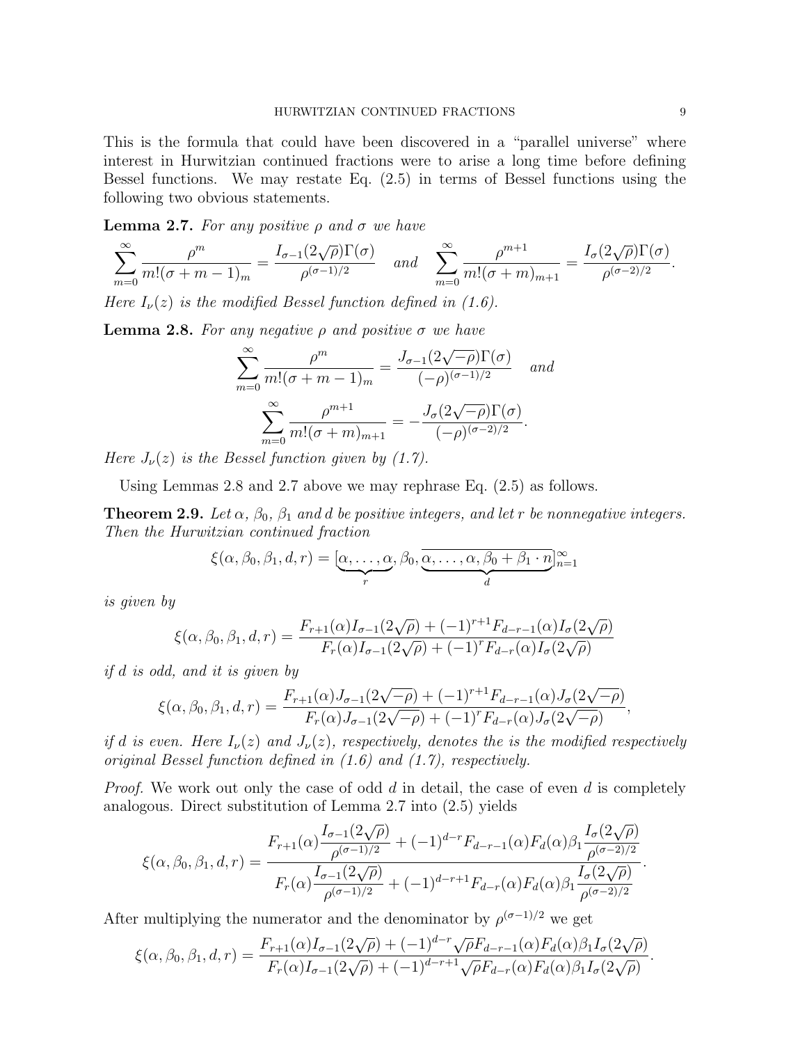This is the formula that could have been discovered in a "parallel universe" where interest in Hurwitzian continued fractions were to arise a long time before defining Bessel functions. We may restate Eq. (2.5) in terms of Bessel functions using the following two obvious statements.

**Lemma 2.7.** *For any positive $\rho$ and $\sigma$ we have*

$$\sum_{m=0}^{\infty} \frac{\rho^m}{m!(\sigma+m-1)_m} = \frac{I_{\sigma-1}(2\sqrt{\rho})\Gamma(\sigma)}{\rho^{(\sigma-1)/2}} \quad \text{and} \quad \sum_{m=0}^{\infty} \frac{\rho^{m+1}}{m!(\sigma+m)_{m+1}} = \frac{I_{\sigma}(2\sqrt{\rho})\Gamma(\sigma)}{\rho^{(\sigma-2)/2}}.$$

*Here $I_\nu(z)$ is the modified Bessel function defined in (1.6).*

**Lemma 2.8.** *For any negative $\rho$ and positive $\sigma$ we have*

$$\sum_{m=0}^{\infty} \frac{\rho^m}{m!(\sigma+m-1)_m} = \frac{J_{\sigma-1}(2\sqrt{-\rho})\Gamma(\sigma)}{(-\rho)^{(\sigma-1)/2}} \quad \text{and}$$

$$\sum_{m=0}^{\infty} \frac{\rho^{m+1}}{m!(\sigma+m)_{m+1}} = -\frac{J_{\sigma}(2\sqrt{-\rho})\Gamma(\sigma)}{(-\rho)^{(\sigma-2)/2}}.$$

*Here $J_\nu(z)$ is the Bessel function given by (1.7).*

Using Lemmas 2.8 and 2.7 above we may rephrase Eq. (2.5) as follows.

**Theorem 2.9.** *Let $\alpha$, $\beta_0$, $\beta_1$ and $d$ be positive integers, and let $r$ be nonnegative integers. Then the Hurwitzian continued fraction*

$$\xi(\alpha,\beta_0,\beta_1,d,r) = [\underbrace{\alpha,\ldots,\alpha}_{r},\beta_0,\overline{\underbrace{\alpha,\ldots,\alpha,\beta_0+\beta_1\cdot n}_{d}}]_{n=1}^{\infty}$$

*is given by*

$$\xi(\alpha,\beta_0,\beta_1,d,r) = \frac{F_{r+1}(\alpha)I_{\sigma-1}(2\sqrt{\rho}) + (-1)^{r+1}F_{d-r-1}(\alpha)I_{\sigma}(2\sqrt{\rho})}{F_r(\alpha)I_{\sigma-1}(2\sqrt{\rho}) + (-1)^{r}F_{d-r}(\alpha)I_{\sigma}(2\sqrt{\rho})}$$

*if $d$ is odd, and it is given by*

$$\xi(\alpha,\beta_0,\beta_1,d,r) = \frac{F_{r+1}(\alpha)J_{\sigma-1}(2\sqrt{-\rho}) + (-1)^{r+1}F_{d-r-1}(\alpha)J_{\sigma}(2\sqrt{-\rho})}{F_r(\alpha)J_{\sigma-1}(2\sqrt{-\rho}) + (-1)^{r}F_{d-r}(\alpha)J_{\sigma}(2\sqrt{-\rho})},$$

*if $d$ is even. Here $I_\nu(z)$ and $J_\nu(z)$, respectively, denotes the is the modified respectively original Bessel function defined in (1.6) and (1.7), respectively.*

*Proof.* We work out only the case of odd $d$ in detail, the case of even $d$ is completely analogous. Direct substitution of Lemma 2.7 into (2.5) yields

$$\xi(\alpha,\beta_0,\beta_1,d,r) = \frac{F_{r+1}(\alpha)\dfrac{I_{\sigma-1}(2\sqrt{\rho})}{\rho^{(\sigma-1)/2}} + (-1)^{d-r}F_{d-r-1}(\alpha)F_d(\alpha)\beta_1\dfrac{I_{\sigma}(2\sqrt{\rho})}{\rho^{(\sigma-2)/2}}}{F_r(\alpha)\dfrac{I_{\sigma-1}(2\sqrt{\rho})}{\rho^{(\sigma-1)/2}} + (-1)^{d-r+1}F_{d-r}(\alpha)F_d(\alpha)\beta_1\dfrac{I_{\sigma}(2\sqrt{\rho})}{\rho^{(\sigma-2)/2}}}.$$

After multiplying the numerator and the denominator by $\rho^{(\sigma-1)/2}$ we get

$$\xi(\alpha,\beta_0,\beta_1,d,r) = \frac{F_{r+1}(\alpha)I_{\sigma-1}(2\sqrt{\rho}) + (-1)^{d-r}\sqrt{\rho}F_{d-r-1}(\alpha)F_d(\alpha)\beta_1 I_{\sigma}(2\sqrt{\rho})}{F_r(\alpha)I_{\sigma-1}(2\sqrt{\rho}) + (-1)^{d-r+1}\sqrt{\rho}F_{d-r}(\alpha)F_d(\alpha)\beta_1 I_{\sigma}(2\sqrt{\rho})}.$$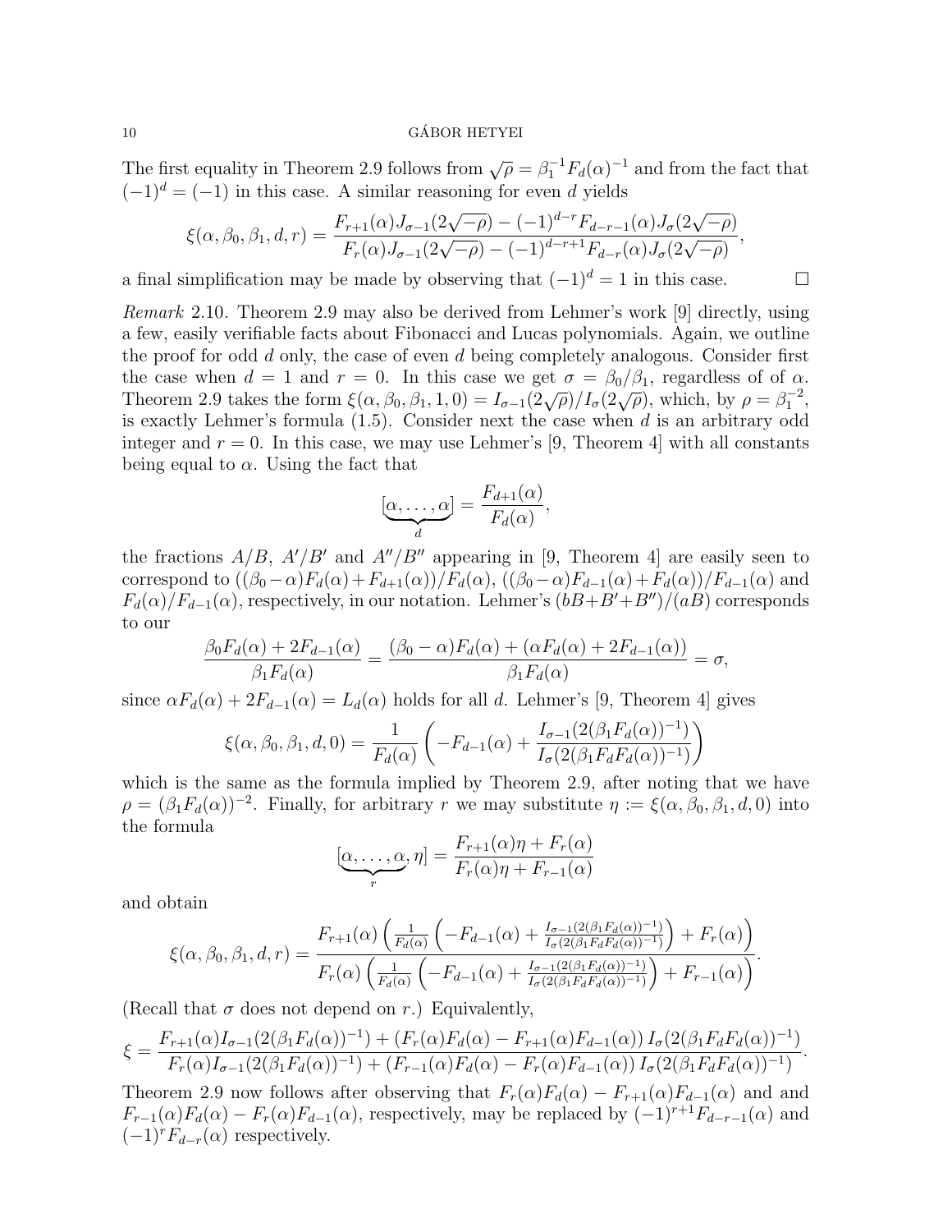The first equality in Theorem 2.9 follows from $\sqrt{\rho} = \beta_1^{-1} F_d(\alpha)^{-1}$ and from the fact that $(-1)^d = (-1)$ in this case. A similar reasoning for even $d$ yields

$$\xi(\alpha, \beta_0, \beta_1, d, r) = \frac{F_{r+1}(\alpha) J_{\sigma-1}(2\sqrt{-\rho}) - (-1)^{d-r} F_{d-r-1}(\alpha) J_\sigma(2\sqrt{-\rho})}{F_r(\alpha) J_{\sigma-1}(2\sqrt{-\rho}) - (-1)^{d-r+1} F_{d-r}(\alpha) J_\sigma(2\sqrt{-\rho})},$$

a final simplification may be made by observing that $(-1)^d = 1$ in this case. $\square$

*Remark* 2.10. Theorem 2.9 may also be derived from Lehmer's work [9] directly, using a few, easily verifiable facts about Fibonacci and Lucas polynomials. Again, we outline the proof for odd $d$ only, the case of even $d$ being completely analogous. Consider first the case when $d = 1$ and $r = 0$. In this case we get $\sigma = \beta_0/\beta_1$, regardless of of $\alpha$. Theorem 2.9 takes the form $\xi(\alpha, \beta_0, \beta_1, 1, 0) = I_{\sigma-1}(2\sqrt{\rho})/I_\sigma(2\sqrt{\rho})$, which, by $\rho = \beta_1^{-2}$, is exactly Lehmer's formula (1.5). Consider next the case when $d$ is an arbitrary odd integer and $r = 0$. In this case, we may use Lehmer's [9, Theorem 4] with all constants being equal to $\alpha$. Using the fact that

$$[\underbrace{\alpha, \ldots, \alpha}_{d}] = \frac{F_{d+1}(\alpha)}{F_d(\alpha)},$$

the fractions $A/B$, $A'/B'$ and $A''/B''$ appearing in [9, Theorem 4] are easily seen to correspond to $((\beta_0 - \alpha)F_d(\alpha) + F_{d+1}(\alpha))/F_d(\alpha)$, $((\beta_0 - \alpha)F_{d-1}(\alpha) + F_d(\alpha))/F_{d-1}(\alpha)$ and $F_d(\alpha)/F_{d-1}(\alpha)$, respectively, in our notation. Lehmer's $(bB + B' + B'')/(aB)$ corresponds to our

$$\frac{\beta_0 F_d(\alpha) + 2F_{d-1}(\alpha)}{\beta_1 F_d(\alpha)} = \frac{(\beta_0 - \alpha)F_d(\alpha) + (\alpha F_d(\alpha) + 2F_{d-1}(\alpha))}{\beta_1 F_d(\alpha)} = \sigma,$$

since $\alpha F_d(\alpha) + 2F_{d-1}(\alpha) = L_d(\alpha)$ holds for all $d$. Lehmer's [9, Theorem 4] gives

$$\xi(\alpha, \beta_0, \beta_1, d, 0) = \frac{1}{F_d(\alpha)} \left( -F_{d-1}(\alpha) + \frac{I_{\sigma-1}(2(\beta_1 F_d(\alpha))^{-1})}{I_\sigma(2(\beta_1 F_d F_d(\alpha))^{-1})} \right)$$

which is the same as the formula implied by Theorem 2.9, after noting that we have $\rho = (\beta_1 F_d(\alpha))^{-2}$. Finally, for arbitrary $r$ we may substitute $\eta := \xi(\alpha, \beta_0, \beta_1, d, 0)$ into the formula

$$[\underbrace{\alpha, \ldots, \alpha}_{r}, \eta] = \frac{F_{r+1}(\alpha)\eta + F_r(\alpha)}{F_r(\alpha)\eta + F_{r-1}(\alpha)}$$

and obtain

$$\xi(\alpha, \beta_0, \beta_1, d, r) = \frac{F_{r+1}(\alpha) \left( \frac{1}{F_d(\alpha)} \left( -F_{d-1}(\alpha) + \frac{I_{\sigma-1}(2(\beta_1 F_d(\alpha))^{-1})}{I_\sigma(2(\beta_1 F_d F_d(\alpha))^{-1})} \right) + F_r(\alpha) \right)}{F_r(\alpha) \left( \frac{1}{F_d(\alpha)} \left( -F_{d-1}(\alpha) + \frac{I_{\sigma-1}(2(\beta_1 F_d(\alpha))^{-1})}{I_\sigma(2(\beta_1 F_d F_d(\alpha))^{-1})} \right) + F_{r-1}(\alpha) \right)}.$$

(Recall that $\sigma$ does not depend on $r$.) Equivalently,

$$\xi = \frac{F_{r+1}(\alpha) I_{\sigma-1}(2(\beta_1 F_d(\alpha))^{-1}) + (F_r(\alpha)F_d(\alpha) - F_{r+1}(\alpha)F_{d-1}(\alpha))\, I_\sigma(2(\beta_1 F_d F_d(\alpha))^{-1})}{F_r(\alpha) I_{\sigma-1}(2(\beta_1 F_d(\alpha))^{-1}) + (F_{r-1}(\alpha)F_d(\alpha) - F_r(\alpha)F_{d-1}(\alpha))\, I_\sigma(2(\beta_1 F_d F_d(\alpha))^{-1})}.$$

Theorem 2.9 now follows after observing that $F_r(\alpha)F_d(\alpha) - F_{r+1}(\alpha)F_{d-1}(\alpha)$ and and $F_{r-1}(\alpha)F_d(\alpha) - F_r(\alpha)F_{d-1}(\alpha)$, respectively, may be replaced by $(-1)^{r+1}F_{d-r-1}(\alpha)$ and $(-1)^r F_{d-r}(\alpha)$ respectively.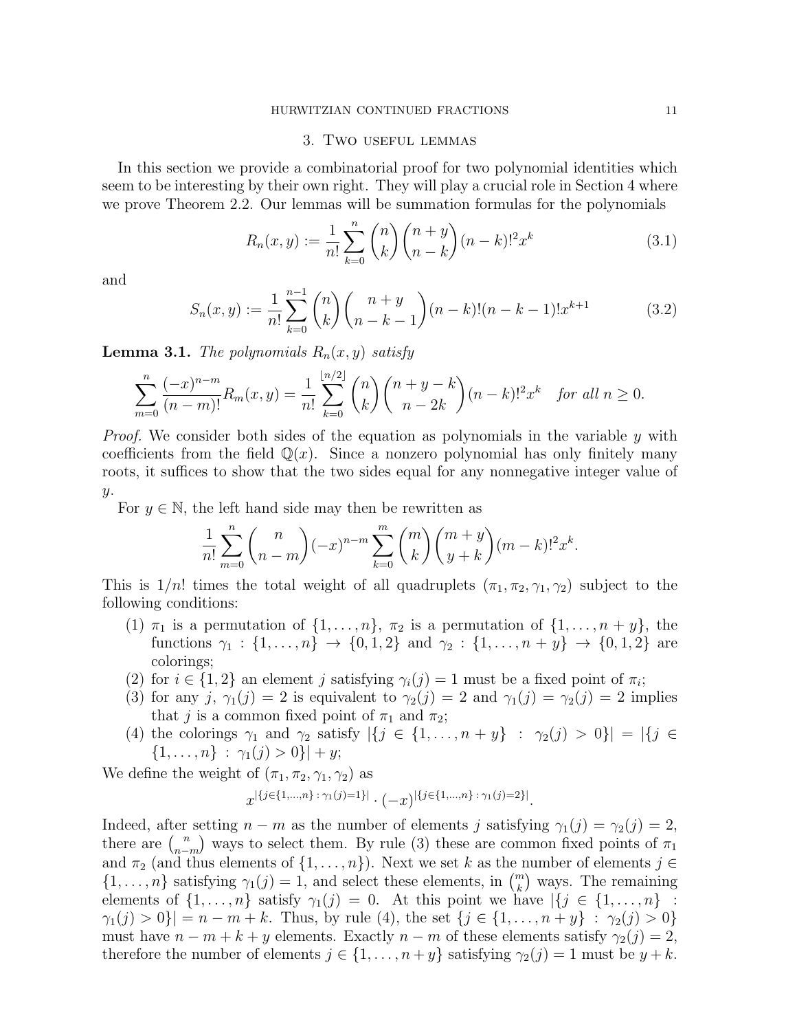## 3. Two useful lemmas

In this section we provide a combinatorial proof for two polynomial identities which seem to be interesting by their own right. They will play a crucial role in Section 4 where we prove Theorem 2.2. Our lemmas will be summation formulas for the polynomials

$$R_n(x,y) := \frac{1}{n!}\sum_{k=0}^{n}\binom{n}{k}\binom{n+y}{n-k}(n-k)!^2 x^k \tag{3.1}$$

and

$$S_n(x,y) := \frac{1}{n!}\sum_{k=0}^{n-1}\binom{n}{k}\binom{n+y}{n-k-1}(n-k)!(n-k-1)!x^{k+1} \tag{3.2}$$

**Lemma 3.1.** *The polynomials $R_n(x,y)$ satisfy*

$$\sum_{m=0}^{n}\frac{(-x)^{n-m}}{(n-m)!}R_m(x,y) = \frac{1}{n!}\sum_{k=0}^{\lfloor n/2\rfloor}\binom{n}{k}\binom{n+y-k}{n-2k}(n-k)!^2x^k \quad \textit{for all } n\geq 0.$$

*Proof.* We consider both sides of the equation as polynomials in the variable $y$ with coefficients from the field $\mathbb{Q}(x)$. Since a nonzero polynomial has only finitely many roots, it suffices to show that the two sides equal for any nonnegative integer value of $y$.

For $y \in \mathbb{N}$, the left hand side may then be rewritten as

$$\frac{1}{n!}\sum_{m=0}^{n}\binom{n}{n-m}(-x)^{n-m}\sum_{k=0}^{m}\binom{m}{k}\binom{m+y}{y+k}(m-k)!^2x^k.$$

This is $1/n!$ times the total weight of all quadruplets $(\pi_1,\pi_2,\gamma_1,\gamma_2)$ subject to the following conditions:

1. $\pi_1$ is a permutation of $\{1,\ldots,n\}$, $\pi_2$ is a permutation of $\{1,\ldots,n+y\}$, the functions $\gamma_1 : \{1,\ldots,n\} \to \{0,1,2\}$ and $\gamma_2 : \{1,\ldots,n+y\} \to \{0,1,2\}$ are colorings;
2. for $i \in \{1,2\}$ an element $j$ satisfying $\gamma_i(j) = 1$ must be a fixed point of $\pi_i$;
3. for any $j$, $\gamma_1(j) = 2$ is equivalent to $\gamma_2(j) = 2$ and $\gamma_1(j) = \gamma_2(j) = 2$ implies that $j$ is a common fixed point of $\pi_1$ and $\pi_2$;
4. the colorings $\gamma_1$ and $\gamma_2$ satisfy $|\{j \in \{1,\ldots,n+y\} : \gamma_2(j) > 0\}| = |\{j \in \{1,\ldots,n\} : \gamma_1(j) > 0\}| + y$;

We define the weight of $(\pi_1,\pi_2,\gamma_1,\gamma_2)$ as

$$x^{|\{j\in\{1,\ldots,n\}\,:\,\gamma_1(j)=1\}|}\cdot(-x)^{|\{j\in\{1,\ldots,n\}\,:\,\gamma_1(j)=2\}|}.$$

Indeed, after setting $n-m$ as the number of elements $j$ satisfying $\gamma_1(j) = \gamma_2(j) = 2$, there are $\binom{n}{n-m}$ ways to select them. By rule (3) these are common fixed points of $\pi_1$ and $\pi_2$ (and thus elements of $\{1,\ldots,n\}$). Next we set $k$ as the number of elements $j \in \{1,\ldots,n\}$ satisfying $\gamma_1(j) = 1$, and select these elements, in $\binom{m}{k}$ ways. The remaining elements of $\{1,\ldots,n\}$ satisfy $\gamma_1(j) = 0$. At this point we have $|\{j \in \{1,\ldots,n\} : \gamma_1(j) > 0\}| = n-m+k$. Thus, by rule (4), the set $\{j \in \{1,\ldots,n+y\} : \gamma_2(j) > 0\}$ must have $n-m+k+y$ elements. Exactly $n-m$ of these elements satisfy $\gamma_2(j) = 2$, therefore the number of elements $j \in \{1,\ldots,n+y\}$ satisfying $\gamma_2(j) = 1$ must be $y+k$.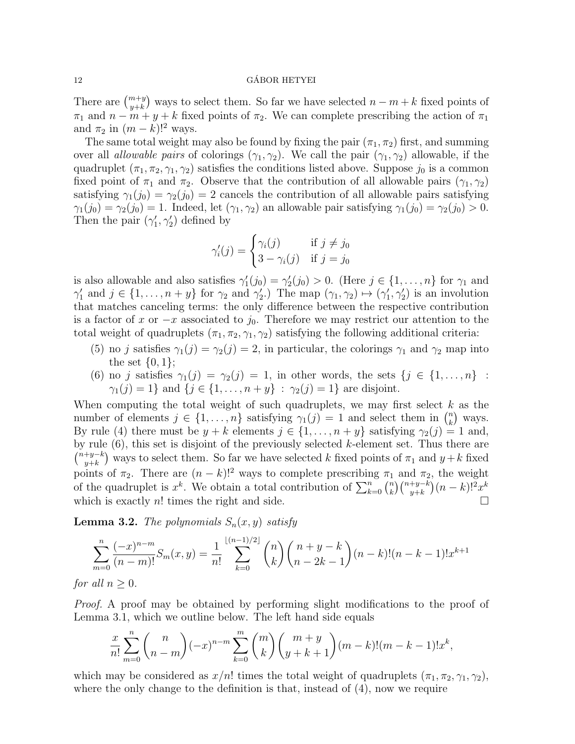There are $\binom{m+y}{y+k}$ ways to select them. So far we have selected $n-m+k$ fixed points of $\pi_1$ and $n-m+y+k$ fixed points of $\pi_2$. We can complete prescribing the action of $\pi_1$ and $\pi_2$ in $(m-k)!^2$ ways.

The same total weight may also be found by fixing the pair $(\pi_1, \pi_2)$ first, and summing over all *allowable pairs* of colorings $(\gamma_1, \gamma_2)$. We call the pair $(\gamma_1, \gamma_2)$ allowable, if the quadruplet $(\pi_1, \pi_2, \gamma_1, \gamma_2)$ satisfies the conditions listed above. Suppose $j_0$ is a common fixed point of $\pi_1$ and $\pi_2$. Observe that the contribution of all allowable pairs $(\gamma_1, \gamma_2)$ satisfying $\gamma_1(j_0) = \gamma_2(j_0) = 2$ cancels the contribution of all allowable pairs satisfying $\gamma_1(j_0) = \gamma_2(j_0) = 1$. Indeed, let $(\gamma_1, \gamma_2)$ an allowable pair satisfying $\gamma_1(j_0) = \gamma_2(j_0) > 0$. Then the pair $(\gamma_1', \gamma_2')$ defined by

$$\gamma_i'(j) = \begin{cases} \gamma_i(j) & \text{if } j \neq j_0 \\ 3 - \gamma_i(j) & \text{if } j = j_0 \end{cases}$$

is also allowable and also satisfies $\gamma_1'(j_0) = \gamma_2'(j_0) > 0$. (Here $j \in \{1, \ldots, n\}$ for $\gamma_1$ and $\gamma_1'$ and $j \in \{1, \ldots, n+y\}$ for $\gamma_2$ and $\gamma_2'$.) The map $(\gamma_1, \gamma_2) \mapsto (\gamma_1', \gamma_2')$ is an involution that matches canceling terms: the only difference between the respective contribution is a factor of $x$ or $-x$ associated to $j_0$. Therefore we may restrict our attention to the total weight of quadruplets $(\pi_1, \pi_2, \gamma_1, \gamma_2)$ satisfying the following additional criteria:

(5) no $j$ satisfies $\gamma_1(j) = \gamma_2(j) = 2$, in particular, the colorings $\gamma_1$ and $\gamma_2$ map into the set $\{0, 1\}$;

(6) no $j$ satisfies $\gamma_1(j) = \gamma_2(j) = 1$, in other words, the sets $\{j \in \{1, \ldots, n\} : \gamma_1(j) = 1\}$ and $\{j \in \{1, \ldots, n+y\} : \gamma_2(j) = 1\}$ are disjoint.

When computing the total weight of such quadruplets, we may first select $k$ as the number of elements $j \in \{1, \ldots, n\}$ satisfying $\gamma_1(j) = 1$ and select them in $\binom{n}{k}$ ways. By rule (4) there must be $y+k$ elements $j \in \{1, \ldots, n+y\}$ satisfying $\gamma_2(j) = 1$ and, by rule (6), this set is disjoint of the previously selected $k$-element set. Thus there are $\binom{n+y-k}{y+k}$ ways to select them. So far we have selected $k$ fixed points of $\pi_1$ and $y+k$ fixed points of $\pi_2$. There are $(n-k)!^2$ ways to complete prescribing $\pi_1$ and $\pi_2$, the weight of the quadruplet is $x^k$. We obtain a total contribution of $\sum_{k=0}^{n} \binom{n}{k}\binom{n+y-k}{y+k}(n-k)!^2 x^k$ which is exactly $n!$ times the right and side. $\square$

**Lemma 3.2.** *The polynomials $S_n(x,y)$ satisfy*

$$\sum_{m=0}^{n} \frac{(-x)^{n-m}}{(n-m)!} S_m(x,y) = \frac{1}{n!} \sum_{k=0}^{\lfloor (n-1)/2 \rfloor} \binom{n}{k}\binom{n+y-k}{n-2k-1}(n-k)!(n-k-1)!x^{k+1}$$

*for all $n \geq 0$.*

*Proof.* A proof may be obtained by performing slight modifications to the proof of Lemma 3.1, which we outline below. The left hand side equals

$$\frac{x}{n!} \sum_{m=0}^{n} \binom{n}{n-m}(-x)^{n-m} \sum_{k=0}^{m} \binom{m}{k}\binom{m+y}{y+k+1}(m-k)!(m-k-1)!x^k,$$

which may be considered as $x/n!$ times the total weight of quadruplets $(\pi_1, \pi_2, \gamma_1, \gamma_2)$, where the only change to the definition is that, instead of (4), now we require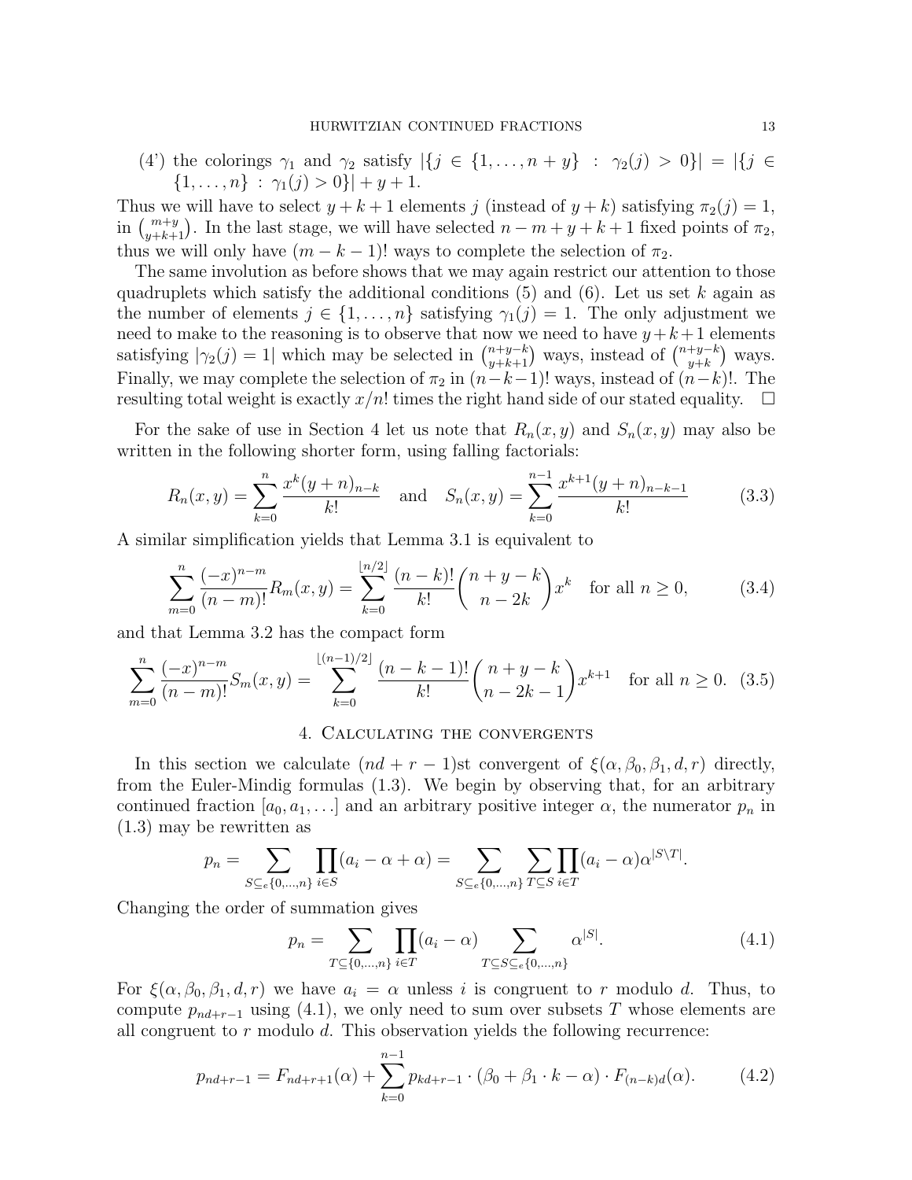(4') the colorings $\gamma_1$ and $\gamma_2$ satisfy $|\{j \in \{1,\ldots,n+y\} : \gamma_2(j) > 0\}| = |\{j \in \{1,\ldots,n\} : \gamma_1(j) > 0\}| + y + 1$.

Thus we will have to select $y+k+1$ elements $j$ (instead of $y+k$) satisfying $\pi_2(j) = 1$, in $\binom{m+y}{y+k+1}$. In the last stage, we will have selected $n-m+y+k+1$ fixed points of $\pi_2$, thus we will only have $(m-k-1)!$ ways to complete the selection of $\pi_2$.

The same involution as before shows that we may again restrict our attention to those quadruplets which satisfy the additional conditions (5) and (6). Let us set $k$ again as the number of elements $j \in \{1,\ldots,n\}$ satisfying $\gamma_1(j) = 1$. The only adjustment we need to make to the reasoning is to observe that now we need to have $y+k+1$ elements satisfying $|\gamma_2(j) = 1|$ which may be selected in $\binom{n+y-k}{y+k+1}$ ways, instead of $\binom{n+y-k}{y+k}$ ways. Finally, we may complete the selection of $\pi_2$ in $(n-k-1)!$ ways, instead of $(n-k)!$. The resulting total weight is exactly $x/n!$ times the right hand side of our stated equality. $\square$

For the sake of use in Section 4 let us note that $R_n(x,y)$ and $S_n(x,y)$ may also be written in the following shorter form, using falling factorials:

$$R_n(x,y) = \sum_{k=0}^{n} \frac{x^k (y+n)_{n-k}}{k!} \quad \text{and} \quad S_n(x,y) = \sum_{k=0}^{n-1} \frac{x^{k+1}(y+n)_{n-k-1}}{k!} \tag{3.3}$$

A similar simplification yields that Lemma 3.1 is equivalent to

$$\sum_{m=0}^{n} \frac{(-x)^{n-m}}{(n-m)!} R_m(x,y) = \sum_{k=0}^{\lfloor n/2 \rfloor} \frac{(n-k)!}{k!} \binom{n+y-k}{n-2k} x^k \quad \text{for all } n \geq 0, \tag{3.4}$$

and that Lemma 3.2 has the compact form

$$\sum_{m=0}^{n} \frac{(-x)^{n-m}}{(n-m)!} S_m(x,y) = \sum_{k=0}^{\lfloor (n-1)/2 \rfloor} \frac{(n-k-1)!}{k!} \binom{n+y-k}{n-2k-1} x^{k+1} \quad \text{for all } n \geq 0. \tag{3.5}$$

## 4. Calculating the convergents

In this section we calculate $(nd+r-1)$st convergent of $\xi(\alpha,\beta_0,\beta_1,d,r)$ directly, from the Euler-Mindig formulas (1.3). We begin by observing that, for an arbitrary continued fraction $[a_0,a_1,\ldots]$ and an arbitrary positive integer $\alpha$, the numerator $p_n$ in (1.3) may be rewritten as

$$p_n = \sum_{S \subseteq_e \{0,\ldots,n\}} \prod_{i \in S} (a_i - \alpha + \alpha) = \sum_{S \subseteq_e \{0,\ldots,n\}} \sum_{T \subseteq S} \prod_{i \in T} (a_i - \alpha) \alpha^{|S \setminus T|}.$$

Changing the order of summation gives

$$p_n = \sum_{T \subseteq \{0,\ldots,n\}} \prod_{i \in T} (a_i - \alpha) \sum_{T \subseteq S \subseteq_e \{0,\ldots,n\}} \alpha^{|S|}. \tag{4.1}$$

For $\xi(\alpha,\beta_0,\beta_1,d,r)$ we have $a_i = \alpha$ unless $i$ is congruent to $r$ modulo $d$. Thus, to compute $p_{nd+r-1}$ using (4.1), we only need to sum over subsets $T$ whose elements are all congruent to $r$ modulo $d$. This observation yields the following recurrence:

$$p_{nd+r-1} = F_{nd+r+1}(\alpha) + \sum_{k=0}^{n-1} p_{kd+r-1} \cdot (\beta_0 + \beta_1 \cdot k - \alpha) \cdot F_{(n-k)d}(\alpha). \tag{4.2}$$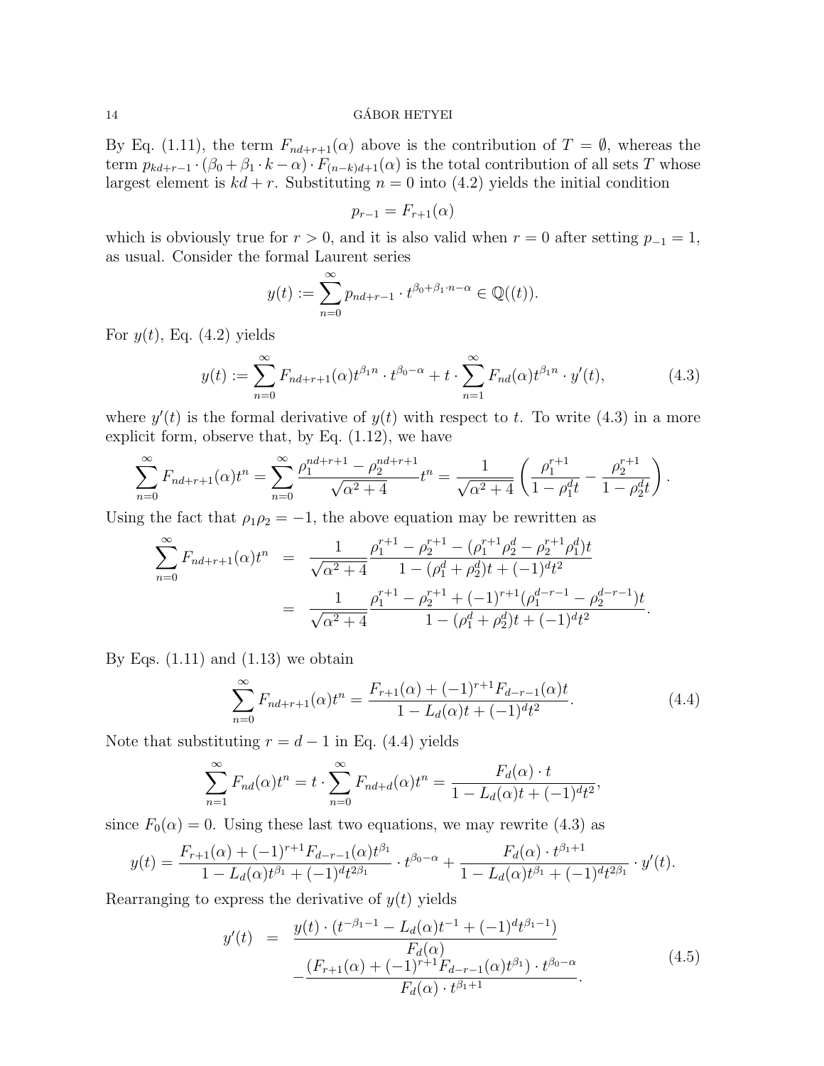By Eq. (1.11), the term $F_{nd+r+1}(\alpha)$ above is the contribution of $T = \emptyset$, whereas the term $p_{kd+r-1} \cdot (\beta_0 + \beta_1 \cdot k - \alpha) \cdot F_{(n-k)d+1}(\alpha)$ is the total contribution of all sets $T$ whose largest element is $kd + r$. Substituting $n = 0$ into (4.2) yields the initial condition

$$p_{r-1} = F_{r+1}(\alpha)$$

which is obviously true for $r > 0$, and it is also valid when $r = 0$ after setting $p_{-1} = 1$, as usual. Consider the formal Laurent series

$$y(t) := \sum_{n=0}^{\infty} p_{nd+r-1} \cdot t^{\beta_0+\beta_1 \cdot n-\alpha} \in \mathbb{Q}((t)).$$

For $y(t)$, Eq. (4.2) yields

$$y(t) := \sum_{n=0}^{\infty} F_{nd+r+1}(\alpha) t^{\beta_1 n} \cdot t^{\beta_0-\alpha} + t \cdot \sum_{n=1}^{\infty} F_{nd}(\alpha) t^{\beta_1 n} \cdot y'(t), \tag{4.3}$$

where $y'(t)$ is the formal derivative of $y(t)$ with respect to $t$. To write (4.3) in a more explicit form, observe that, by Eq. (1.12), we have

$$\sum_{n=0}^{\infty} F_{nd+r+1}(\alpha) t^n = \sum_{n=0}^{\infty} \frac{\rho_1^{nd+r+1} - \rho_2^{nd+r+1}}{\sqrt{\alpha^2+4}} t^n = \frac{1}{\sqrt{\alpha^2+4}} \left( \frac{\rho_1^{r+1}}{1-\rho_1^d t} - \frac{\rho_2^{r+1}}{1-\rho_2^d t} \right).$$

Using the fact that $\rho_1 \rho_2 = -1$, the above equation may be rewritten as

$$\begin{aligned}
\sum_{n=0}^{\infty} F_{nd+r+1}(\alpha) t^n &= \frac{1}{\sqrt{\alpha^2+4}} \frac{\rho_1^{r+1} - \rho_2^{r+1} - (\rho_1^{r+1}\rho_2^d - \rho_2^{r+1}\rho_1^d)t}{1-(\rho_1^d+\rho_2^d)t + (-1)^d t^2} \\
&= \frac{1}{\sqrt{\alpha^2+4}} \frac{\rho_1^{r+1} - \rho_2^{r+1} + (-1)^{r+1}(\rho_1^{d-r-1} - \rho_2^{d-r-1})t}{1-(\rho_1^d+\rho_2^d)t + (-1)^d t^2}.
\end{aligned}$$

By Eqs. (1.11) and (1.13) we obtain

$$\sum_{n=0}^{\infty} F_{nd+r+1}(\alpha) t^n = \frac{F_{r+1}(\alpha) + (-1)^{r+1} F_{d-r-1}(\alpha) t}{1 - L_d(\alpha) t + (-1)^d t^2}. \tag{4.4}$$

Note that substituting $r = d-1$ in Eq. (4.4) yields

$$\sum_{n=1}^{\infty} F_{nd}(\alpha) t^n = t \cdot \sum_{n=0}^{\infty} F_{nd+d}(\alpha) t^n = \frac{F_d(\alpha) \cdot t}{1 - L_d(\alpha) t + (-1)^d t^2},$$

since $F_0(\alpha) = 0$. Using these last two equations, we may rewrite (4.3) as

$$y(t) = \frac{F_{r+1}(\alpha) + (-1)^{r+1} F_{d-r-1}(\alpha) t^{\beta_1}}{1 - L_d(\alpha) t^{\beta_1} + (-1)^d t^{2\beta_1}} \cdot t^{\beta_0-\alpha} + \frac{F_d(\alpha) \cdot t^{\beta_1+1}}{1 - L_d(\alpha) t^{\beta_1} + (-1)^d t^{2\beta_1}} \cdot y'(t).$$

Rearranging to express the derivative of $y(t)$ yields

$$\begin{aligned}
y'(t) &= \frac{y(t) \cdot (t^{-\beta_1-1} - L_d(\alpha) t^{-1} + (-1)^d t^{\beta_1-1})}{F_d(\alpha)} \\
&\quad - \frac{(F_{r+1}(\alpha) + (-1)^{r+1} F_{d-r-1}(\alpha) t^{\beta_1}) \cdot t^{\beta_0-\alpha}}{F_d(\alpha) \cdot t^{\beta_1+1}}.
\end{aligned} \tag{4.5}$$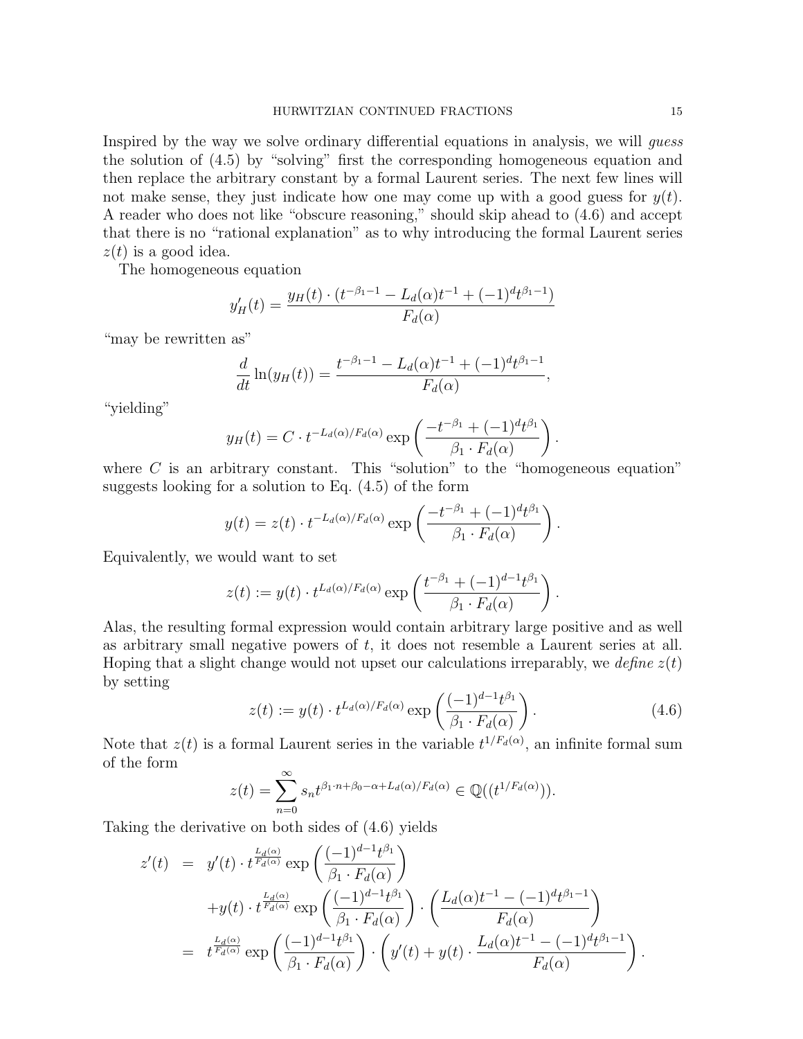Inspired by the way we solve ordinary differential equations in analysis, we will *guess* the solution of (4.5) by "solving" first the corresponding homogeneous equation and then replace the arbitrary constant by a formal Laurent series. The next few lines will not make sense, they just indicate how one may come up with a good guess for $y(t)$. A reader who does not like "obscure reasoning," should skip ahead to (4.6) and accept that there is no "rational explanation" as to why introducing the formal Laurent series $z(t)$ is a good idea.

The homogeneous equation

$$y_H'(t) = \frac{y_H(t) \cdot (t^{-\beta_1 - 1} - L_d(\alpha) t^{-1} + (-1)^d t^{\beta_1 - 1})}{F_d(\alpha)}$$

"may be rewritten as"

$$\frac{d}{dt} \ln(y_H(t)) = \frac{t^{-\beta_1 - 1} - L_d(\alpha) t^{-1} + (-1)^d t^{\beta_1 - 1}}{F_d(\alpha)},$$

"yielding"

$$y_H(t) = C \cdot t^{-L_d(\alpha)/F_d(\alpha)} \exp\left( \frac{-t^{-\beta_1} + (-1)^d t^{\beta_1}}{\beta_1 \cdot F_d(\alpha)} \right).$$

where $C$ is an arbitrary constant. This "solution" to the "homogeneous equation" suggests looking for a solution to Eq. (4.5) of the form

$$y(t) = z(t) \cdot t^{-L_d(\alpha)/F_d(\alpha)} \exp\left( \frac{-t^{-\beta_1} + (-1)^d t^{\beta_1}}{\beta_1 \cdot F_d(\alpha)} \right).$$

Equivalently, we would want to set

$$z(t) := y(t) \cdot t^{L_d(\alpha)/F_d(\alpha)} \exp\left( \frac{t^{-\beta_1} + (-1)^{d-1} t^{\beta_1}}{\beta_1 \cdot F_d(\alpha)} \right).$$

Alas, the resulting formal expression would contain arbitrary large positive and as well as arbitrary small negative powers of $t$, it does not resemble a Laurent series at all. Hoping that a slight change would not upset our calculations irreparably, we *define* $z(t)$ by setting

$$z(t) := y(t) \cdot t^{L_d(\alpha)/F_d(\alpha)} \exp\left( \frac{(-1)^{d-1} t^{\beta_1}}{\beta_1 \cdot F_d(\alpha)} \right). \tag{4.6}$$

Note that $z(t)$ is a formal Laurent series in the variable $t^{1/F_d(\alpha)}$, an infinite formal sum of the form

$$z(t) = \sum_{n=0}^{\infty} s_n t^{\beta_1 \cdot n + \beta_0 - \alpha + L_d(\alpha)/F_d(\alpha)} \in \mathbb{Q}((t^{1/F_d(\alpha)})).$$

Taking the derivative on both sides of (4.6) yields

$$\begin{aligned}
z'(t) &= y'(t) \cdot t^{\frac{L_d(\alpha)}{F_d(\alpha)}} \exp\left( \frac{(-1)^{d-1} t^{\beta_1}}{\beta_1 \cdot F_d(\alpha)} \right) \\
&\quad + y(t) \cdot t^{\frac{L_d(\alpha)}{F_d(\alpha)}} \exp\left( \frac{(-1)^{d-1} t^{\beta_1}}{\beta_1 \cdot F_d(\alpha)} \right) \cdot \left( \frac{L_d(\alpha) t^{-1} - (-1)^d t^{\beta_1 - 1}}{F_d(\alpha)} \right) \\
&= t^{\frac{L_d(\alpha)}{F_d(\alpha)}} \exp\left( \frac{(-1)^{d-1} t^{\beta_1}}{\beta_1 \cdot F_d(\alpha)} \right) \cdot \left( y'(t) + y(t) \cdot \frac{L_d(\alpha) t^{-1} - (-1)^d t^{\beta_1 - 1}}{F_d(\alpha)} \right).
\end{aligned}$$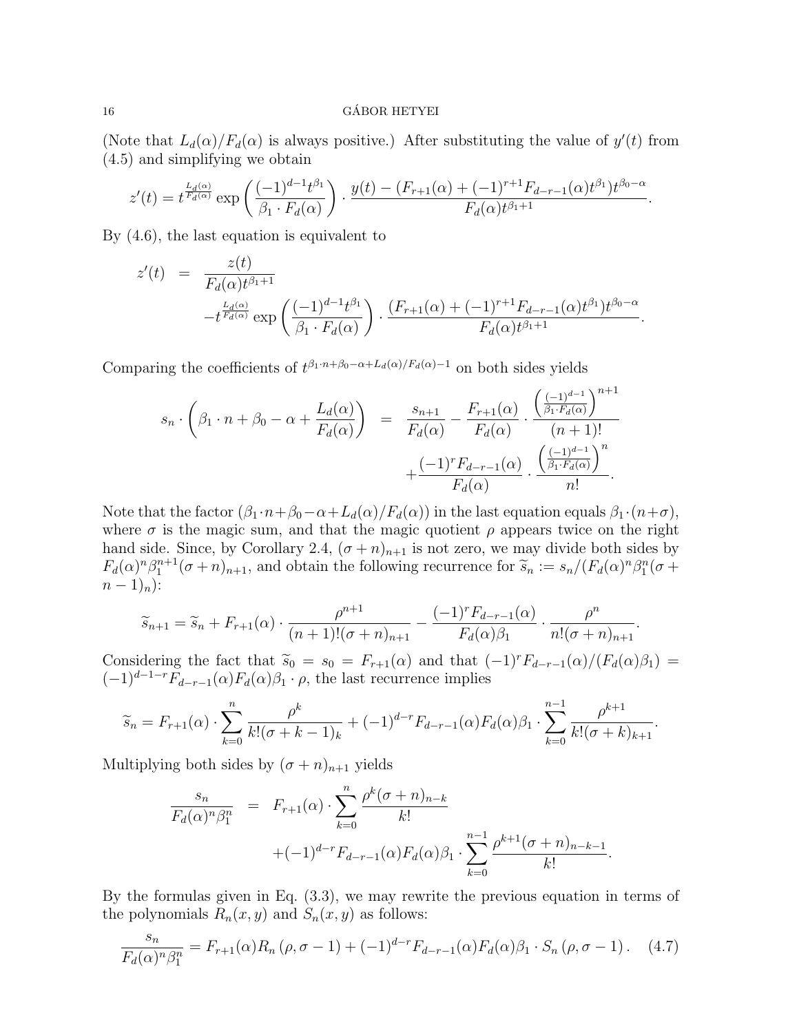(Note that $L_d(\alpha)/F_d(\alpha)$ is always positive.) After substituting the value of $y'(t)$ from (4.5) and simplifying we obtain

$$z'(t) = t^{\frac{L_d(\alpha)}{F_d(\alpha)}} \exp\left(\frac{(-1)^{d-1}t^{\beta_1}}{\beta_1 \cdot F_d(\alpha)}\right) \cdot \frac{y(t) - (F_{r+1}(\alpha) + (-1)^{r+1}F_{d-r-1}(\alpha)t^{\beta_1})t^{\beta_0-\alpha}}{F_d(\alpha)t^{\beta_1+1}}.$$

By (4.6), the last equation is equivalent to

$$\begin{aligned} z'(t) &= \frac{z(t)}{F_d(\alpha)t^{\beta_1+1}} \\ &\quad - t^{\frac{L_d(\alpha)}{F_d(\alpha)}} \exp\left(\frac{(-1)^{d-1}t^{\beta_1}}{\beta_1 \cdot F_d(\alpha)}\right) \cdot \frac{(F_{r+1}(\alpha) + (-1)^{r+1}F_{d-r-1}(\alpha)t^{\beta_1})t^{\beta_0-\alpha}}{F_d(\alpha)t^{\beta_1+1}}. \end{aligned}$$

Comparing the coefficients of $t^{\beta_1 \cdot n+\beta_0-\alpha+L_d(\alpha)/F_d(\alpha)-1}$ on both sides yields

$$\begin{aligned} s_n \cdot \left(\beta_1 \cdot n + \beta_0 - \alpha + \frac{L_d(\alpha)}{F_d(\alpha)}\right) &= \frac{s_{n+1}}{F_d(\alpha)} - \frac{F_{r+1}(\alpha)}{F_d(\alpha)} \cdot \frac{\left(\frac{(-1)^{d-1}}{\beta_1 \cdot F_d(\alpha)}\right)^{n+1}}{(n+1)!} \\ &\quad + \frac{(-1)^r F_{d-r-1}(\alpha)}{F_d(\alpha)} \cdot \frac{\left(\frac{(-1)^{d-1}}{\beta_1 \cdot F_d(\alpha)}\right)^{n}}{n!}. \end{aligned}$$

Note that the factor $(\beta_1 \cdot n+\beta_0-\alpha+L_d(\alpha)/F_d(\alpha))$ in the last equation equals $\beta_1 \cdot (n+\sigma)$, where $\sigma$ is the magic sum, and that the magic quotient $\rho$ appears twice on the right hand side. Since, by Corollary 2.4, $(\sigma+n)_{n+1}$ is not zero, we may divide both sides by $F_d(\alpha)^n \beta_1^{n+1}(\sigma+n)_{n+1}$, and obtain the following recurrence for $\widetilde{s}_n := s_n/(F_d(\alpha)^n \beta_1^n (\sigma + n-1)_n)$:

$$\widetilde{s}_{n+1} = \widetilde{s}_n + F_{r+1}(\alpha) \cdot \frac{\rho^{n+1}}{(n+1)!(\sigma+n)_{n+1}} - \frac{(-1)^r F_{d-r-1}(\alpha)}{F_d(\alpha)\beta_1} \cdot \frac{\rho^n}{n!(\sigma+n)_{n+1}}.$$

Considering the fact that $\widetilde{s}_0 = s_0 = F_{r+1}(\alpha)$ and that $(-1)^r F_{d-r-1}(\alpha)/(F_d(\alpha)\beta_1) = (-1)^{d-1-r}F_{d-r-1}(\alpha)F_d(\alpha)\beta_1 \cdot \rho$, the last recurrence implies

$$\widetilde{s}_n = F_{r+1}(\alpha) \cdot \sum_{k=0}^{n} \frac{\rho^k}{k!(\sigma+k-1)_k} + (-1)^{d-r}F_{d-r-1}(\alpha)F_d(\alpha)\beta_1 \cdot \sum_{k=0}^{n-1} \frac{\rho^{k+1}}{k!(\sigma+k)_{k+1}}.$$

Multiplying both sides by $(\sigma+n)_{n+1}$ yields

$$\begin{aligned} \frac{s_n}{F_d(\alpha)^n \beta_1^n} &= F_{r+1}(\alpha) \cdot \sum_{k=0}^{n} \frac{\rho^k (\sigma+n)_{n-k}}{k!} \\ &\quad + (-1)^{d-r}F_{d-r-1}(\alpha)F_d(\alpha)\beta_1 \cdot \sum_{k=0}^{n-1} \frac{\rho^{k+1}(\sigma+n)_{n-k-1}}{k!}. \end{aligned}$$

By the formulas given in Eq. (3.3), we may rewrite the previous equation in terms of the polynomials $R_n(x,y)$ and $S_n(x,y)$ as follows:

$$\frac{s_n}{F_d(\alpha)^n \beta_1^n} = F_{r+1}(\alpha) R_n(\rho, \sigma-1) + (-1)^{d-r}F_{d-r-1}(\alpha)F_d(\alpha)\beta_1 \cdot S_n(\rho, \sigma-1). \quad (4.7)$$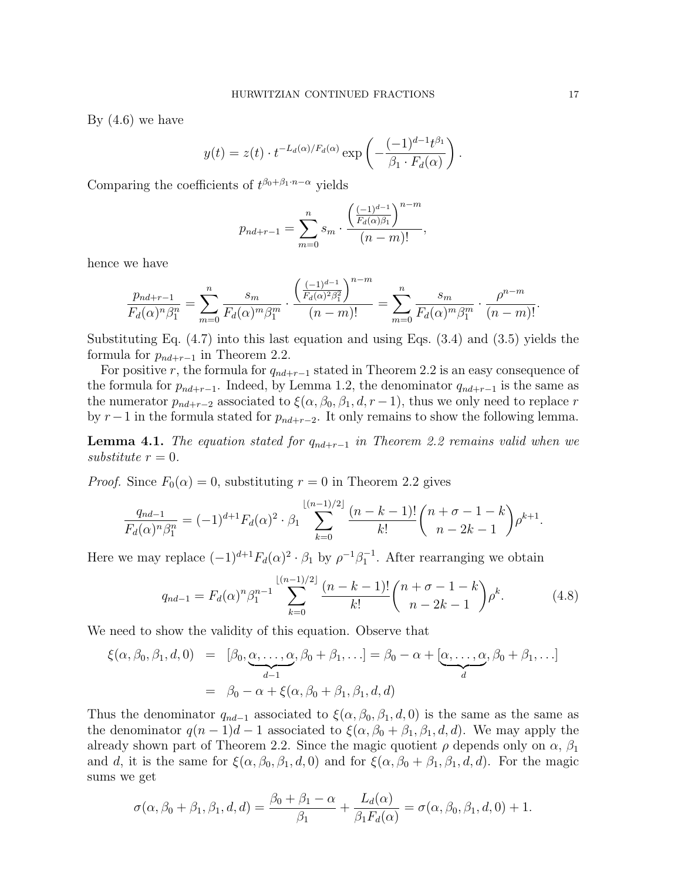By (4.6) we have

$$y(t) = z(t) \cdot t^{-L_d(\alpha)/F_d(\alpha)} \exp\left(-\frac{(-1)^{d-1} t^{\beta_1}}{\beta_1 \cdot F_d(\alpha)}\right).$$

Comparing the coefficients of $t^{\beta_0+\beta_1 \cdot n - \alpha}$ yields

$$p_{nd+r-1} = \sum_{m=0}^{n} s_m \cdot \frac{\left(\frac{(-1)^{d-1}}{F_d(\alpha)\beta_1}\right)^{n-m}}{(n-m)!},$$

hence we have

$$\frac{p_{nd+r-1}}{F_d(\alpha)^n \beta_1^n} = \sum_{m=0}^{n} \frac{s_m}{F_d(\alpha)^m \beta_1^m} \cdot \frac{\left(\frac{(-1)^{d-1}}{F_d(\alpha)^2 \beta_1^2}\right)^{n-m}}{(n-m)!} = \sum_{m=0}^{n} \frac{s_m}{F_d(\alpha)^m \beta_1^m} \cdot \frac{\rho^{n-m}}{(n-m)!}.$$

Substituting Eq. (4.7) into this last equation and using Eqs. (3.4) and (3.5) yields the formula for $p_{nd+r-1}$ in Theorem 2.2.

For positive $r$, the formula for $q_{nd+r-1}$ stated in Theorem 2.2 is an easy consequence of the formula for $p_{nd+r-1}$. Indeed, by Lemma 1.2, the denominator $q_{nd+r-1}$ is the same as the numerator $p_{nd+r-2}$ associated to $\xi(\alpha, \beta_0, \beta_1, d, r-1)$, thus we only need to replace $r$ by $r-1$ in the formula stated for $p_{nd+r-2}$. It only remains to show the following lemma.

**Lemma 4.1.** *The equation stated for $q_{nd+r-1}$ in Theorem 2.2 remains valid when we substitute $r = 0$.*

*Proof.* Since $F_0(\alpha) = 0$, substituting $r = 0$ in Theorem 2.2 gives

$$\frac{q_{nd-1}}{F_d(\alpha)^n \beta_1^n} = (-1)^{d+1} F_d(\alpha)^2 \cdot \beta_1 \sum_{k=0}^{\lfloor (n-1)/2 \rfloor} \frac{(n-k-1)!}{k!} \binom{n+\sigma-1-k}{n-2k-1} \rho^{k+1}.$$

Here we may replace $(-1)^{d+1} F_d(\alpha)^2 \cdot \beta_1$ by $\rho^{-1}\beta_1^{-1}$. After rearranging we obtain

$$q_{nd-1} = F_d(\alpha)^n \beta_1^{n-1} \sum_{k=0}^{\lfloor (n-1)/2 \rfloor} \frac{(n-k-1)!}{k!} \binom{n+\sigma-1-k}{n-2k-1} \rho^{k}. \tag{4.8}$$

We need to show the validity of this equation. Observe that

$$\begin{aligned}
\xi(\alpha, \beta_0, \beta_1, d, 0) &= [\beta_0, \underbrace{\alpha, \ldots, \alpha}_{d-1}, \beta_0 + \beta_1, \ldots] = \beta_0 - \alpha + [\underbrace{\alpha, \ldots, \alpha}_{d}, \beta_0 + \beta_1, \ldots] \\
&= \beta_0 - \alpha + \xi(\alpha, \beta_0 + \beta_1, \beta_1, d, d)
\end{aligned}$$

Thus the denominator $q_{nd-1}$ associated to $\xi(\alpha, \beta_0, \beta_1, d, 0)$ is the same as the same as the denominator $q(n-1)d-1$ associated to $\xi(\alpha, \beta_0 + \beta_1, \beta_1, d, d)$. We may apply the already shown part of Theorem 2.2. Since the magic quotient $\rho$ depends only on $\alpha$, $\beta_1$ and $d$, it is the same for $\xi(\alpha, \beta_0, \beta_1, d, 0)$ and for $\xi(\alpha, \beta_0 + \beta_1, \beta_1, d, d)$. For the magic sums we get

$$\sigma(\alpha, \beta_0 + \beta_1, \beta_1, d, d) = \frac{\beta_0 + \beta_1 - \alpha}{\beta_1} + \frac{L_d(\alpha)}{\beta_1 F_d(\alpha)} = \sigma(\alpha, \beta_0, \beta_1, d, 0) + 1.$$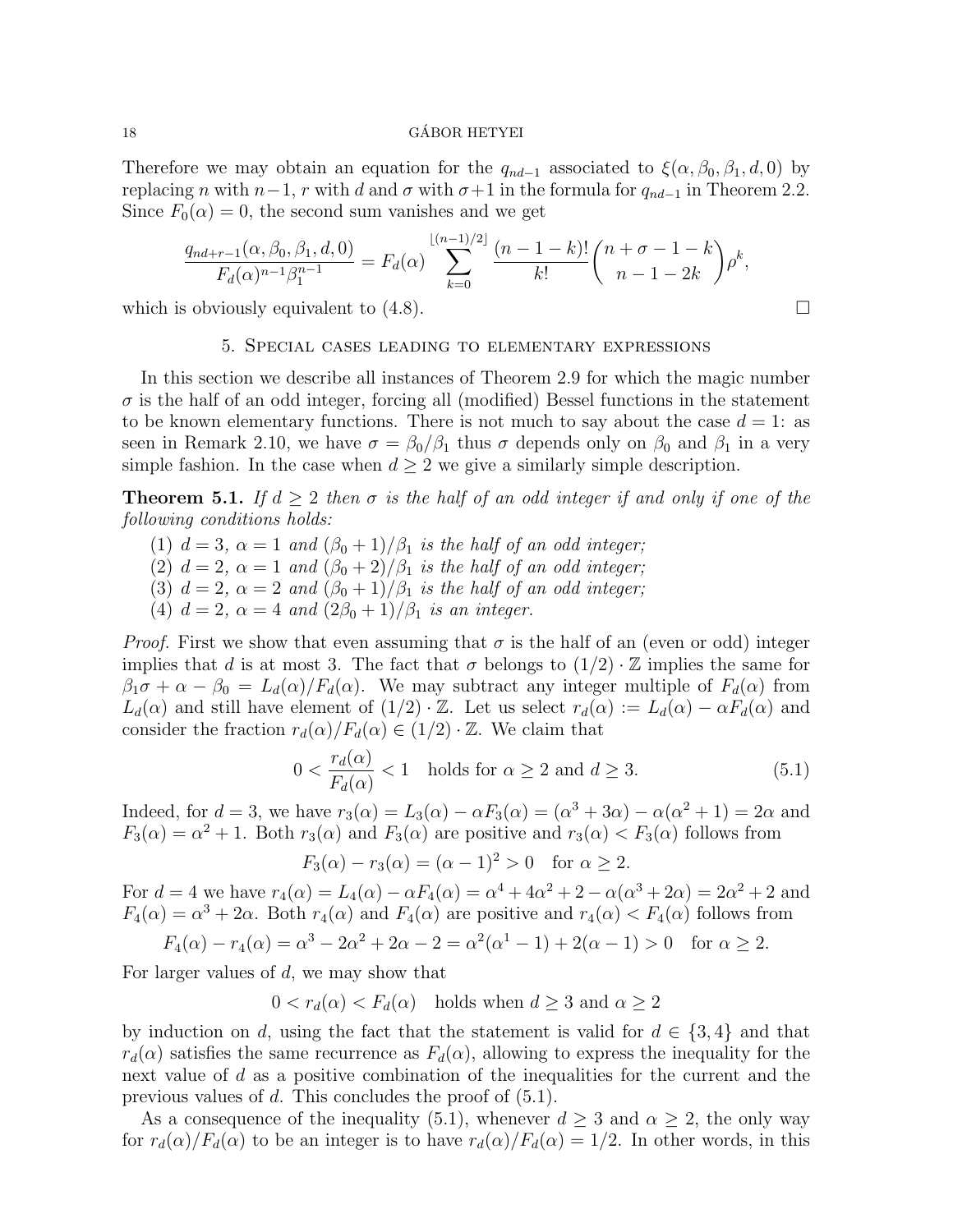Therefore we may obtain an equation for the $q_{nd-1}$ associated to $\xi(\alpha, \beta_0, \beta_1, d, 0)$ by replacing $n$ with $n-1$, $r$ with $d$ and $\sigma$ with $\sigma+1$ in the formula for $q_{nd-1}$ in Theorem 2.2. Since $F_0(\alpha) = 0$, the second sum vanishes and we get

$$\frac{q_{nd+r-1}(\alpha, \beta_0, \beta_1, d, 0)}{F_d(\alpha)^{n-1}\beta_1^{n-1}} = F_d(\alpha) \sum_{k=0}^{\lfloor (n-1)/2 \rfloor} \frac{(n-1-k)!}{k!} \binom{n+\sigma-1-k}{n-1-2k} \rho^k,$$

which is obviously equivalent to (4.8). $\square$

## 5. Special cases leading to elementary expressions

In this section we describe all instances of Theorem 2.9 for which the magic number $\sigma$ is the half of an odd integer, forcing all (modified) Bessel functions in the statement to be known elementary functions. There is not much to say about the case $d = 1$: as seen in Remark 2.10, we have $\sigma = \beta_0/\beta_1$ thus $\sigma$ depends only on $\beta_0$ and $\beta_1$ in a very simple fashion. In the case when $d \geq 2$ we give a similarly simple description.

**Theorem 5.1.** *If $d \geq 2$ then $\sigma$ is the half of an odd integer if and only if one of the following conditions holds:*

1. *$d = 3$, $\alpha = 1$ and $(\beta_0 + 1)/\beta_1$ is the half of an odd integer;*
2. *$d = 2$, $\alpha = 1$ and $(\beta_0 + 2)/\beta_1$ is the half of an odd integer;*
3. *$d = 2$, $\alpha = 2$ and $(\beta_0 + 1)/\beta_1$ is the half of an odd integer;*
4. *$d = 2$, $\alpha = 4$ and $(2\beta_0 + 1)/\beta_1$ is an integer.*

*Proof.* First we show that even assuming that $\sigma$ is the half of an (even or odd) integer implies that $d$ is at most 3. The fact that $\sigma$ belongs to $(1/2) \cdot \mathbb{Z}$ implies the same for $\beta_1\sigma + \alpha - \beta_0 = L_d(\alpha)/F_d(\alpha)$. We may subtract any integer multiple of $F_d(\alpha)$ from $L_d(\alpha)$ and still have element of $(1/2) \cdot \mathbb{Z}$. Let us select $r_d(\alpha) := L_d(\alpha) - \alpha F_d(\alpha)$ and consider the fraction $r_d(\alpha)/F_d(\alpha) \in (1/2) \cdot \mathbb{Z}$. We claim that

$$0 < \frac{r_d(\alpha)}{F_d(\alpha)} < 1 \quad \text{holds for } \alpha \geq 2 \text{ and } d \geq 3. \tag{5.1}$$

Indeed, for $d = 3$, we have $r_3(\alpha) = L_3(\alpha) - \alpha F_3(\alpha) = (\alpha^3 + 3\alpha) - \alpha(\alpha^2 + 1) = 2\alpha$ and $F_3(\alpha) = \alpha^2 + 1$. Both $r_3(\alpha)$ and $F_3(\alpha)$ are positive and $r_3(\alpha) < F_3(\alpha)$ follows from

$$F_3(\alpha) - r_3(\alpha) = (\alpha - 1)^2 > 0 \quad \text{for } \alpha \geq 2.$$

For $d = 4$ we have $r_4(\alpha) = L_4(\alpha) - \alpha F_4(\alpha) = \alpha^4 + 4\alpha^2 + 2 - \alpha(\alpha^3 + 2\alpha) = 2\alpha^2 + 2$ and $F_4(\alpha) = \alpha^3 + 2\alpha$. Both $r_4(\alpha)$ and $F_4(\alpha)$ are positive and $r_4(\alpha) < F_4(\alpha)$ follows from

$$F_4(\alpha) - r_4(\alpha) = \alpha^3 - 2\alpha^2 + 2\alpha - 2 = \alpha^2(\alpha^1 - 1) + 2(\alpha - 1) > 0 \quad \text{for } \alpha \geq 2.$$

For larger values of $d$, we may show that

$$0 < r_d(\alpha) < F_d(\alpha) \quad \text{holds when } d \geq 3 \text{ and } \alpha \geq 2$$

by induction on $d$, using the fact that the statement is valid for $d \in \{3, 4\}$ and that $r_d(\alpha)$ satisfies the same recurrence as $F_d(\alpha)$, allowing to express the inequality for the next value of $d$ as a positive combination of the inequalities for the current and the previous values of $d$. This concludes the proof of (5.1).

As a consequence of the inequality (5.1), whenever $d \geq 3$ and $\alpha \geq 2$, the only way for $r_d(\alpha)/F_d(\alpha)$ to be an integer is to have $r_d(\alpha)/F_d(\alpha) = 1/2$. In other words, in this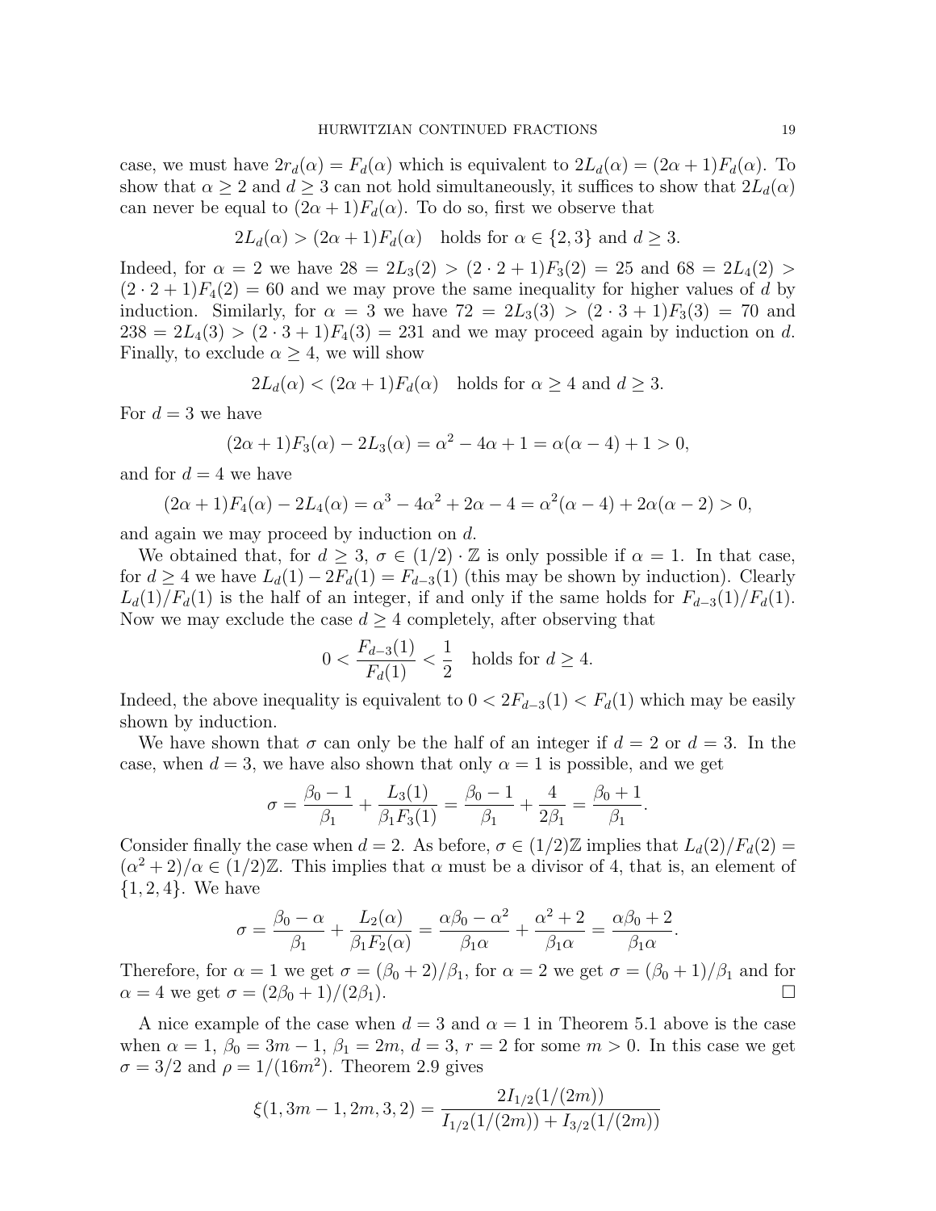case, we must have $2r_d(\alpha) = F_d(\alpha)$ which is equivalent to $2L_d(\alpha) = (2\alpha+1)F_d(\alpha)$. To show that $\alpha \geq 2$ and $d \geq 3$ can not hold simultaneously, it suffices to show that $2L_d(\alpha)$ can never be equal to $(2\alpha+1)F_d(\alpha)$. To do so, first we observe that

$$2L_d(\alpha) > (2\alpha+1)F_d(\alpha) \quad \text{holds for } \alpha \in \{2,3\} \text{ and } d \geq 3.$$

Indeed, for $\alpha = 2$ we have $28 = 2L_3(2) > (2\cdot 2+1)F_3(2) = 25$ and $68 = 2L_4(2) > (2\cdot 2+1)F_4(2) = 60$ and we may prove the same inequality for higher values of $d$ by induction. Similarly, for $\alpha = 3$ we have $72 = 2L_3(3) > (2\cdot 3+1)F_3(3) = 70$ and $238 = 2L_4(3) > (2\cdot 3+1)F_4(3) = 231$ and we may proceed again by induction on $d$. Finally, to exclude $\alpha \geq 4$, we will show

$$2L_d(\alpha) < (2\alpha+1)F_d(\alpha) \quad \text{holds for } \alpha \geq 4 \text{ and } d \geq 3.$$

For $d = 3$ we have

$$(2\alpha+1)F_3(\alpha) - 2L_3(\alpha) = \alpha^2 - 4\alpha + 1 = \alpha(\alpha-4)+1 > 0,$$

and for $d = 4$ we have

$$(2\alpha+1)F_4(\alpha) - 2L_4(\alpha) = \alpha^3 - 4\alpha^2 + 2\alpha - 4 = \alpha^2(\alpha-4) + 2\alpha(\alpha-2) > 0,$$

and again we may proceed by induction on $d$.

We obtained that, for $d \geq 3$, $\sigma \in (1/2)\cdot\mathbb{Z}$ is only possible if $\alpha = 1$. In that case, for $d \geq 4$ we have $L_d(1) - 2F_d(1) = F_{d-3}(1)$ (this may be shown by induction). Clearly $L_d(1)/F_d(1)$ is the half of an integer, if and only if the same holds for $F_{d-3}(1)/F_d(1)$. Now we may exclude the case $d \geq 4$ completely, after observing that

$$0 < \frac{F_{d-3}(1)}{F_d(1)} < \frac{1}{2} \quad \text{holds for } d \geq 4.$$

Indeed, the above inequality is equivalent to $0 < 2F_{d-3}(1) < F_d(1)$ which may be easily shown by induction.

We have shown that $\sigma$ can only be the half of an integer if $d = 2$ or $d = 3$. In the case, when $d = 3$, we have also shown that only $\alpha = 1$ is possible, and we get

$$\sigma = \frac{\beta_0 - 1}{\beta_1} + \frac{L_3(1)}{\beta_1 F_3(1)} = \frac{\beta_0 - 1}{\beta_1} + \frac{4}{2\beta_1} = \frac{\beta_0 + 1}{\beta_1}.$$

Consider finally the case when $d = 2$. As before, $\sigma \in (1/2)\mathbb{Z}$ implies that $L_d(2)/F_d(2) = (\alpha^2+2)/\alpha \in (1/2)\mathbb{Z}$. This implies that $\alpha$ must be a divisor of 4, that is, an element of $\{1,2,4\}$. We have

$$\sigma = \frac{\beta_0 - \alpha}{\beta_1} + \frac{L_2(\alpha)}{\beta_1 F_2(\alpha)} = \frac{\alpha\beta_0 - \alpha^2}{\beta_1\alpha} + \frac{\alpha^2+2}{\beta_1\alpha} = \frac{\alpha\beta_0 + 2}{\beta_1\alpha}.$$

Therefore, for $\alpha = 1$ we get $\sigma = (\beta_0+2)/\beta_1$, for $\alpha = 2$ we get $\sigma = (\beta_0+1)/\beta_1$ and for $\alpha = 4$ we get $\sigma = (2\beta_0+1)/(2\beta_1)$. □

A nice example of the case when $d = 3$ and $\alpha = 1$ in Theorem 5.1 above is the case when $\alpha = 1$, $\beta_0 = 3m-1$, $\beta_1 = 2m$, $d = 3$, $r = 2$ for some $m > 0$. In this case we get $\sigma = 3/2$ and $\rho = 1/(16m^2)$. Theorem 2.9 gives

$$\xi(1, 3m-1, 2m, 3, 2) = \frac{2I_{1/2}(1/(2m))}{I_{1/2}(1/(2m)) + I_{3/2}(1/(2m))}$$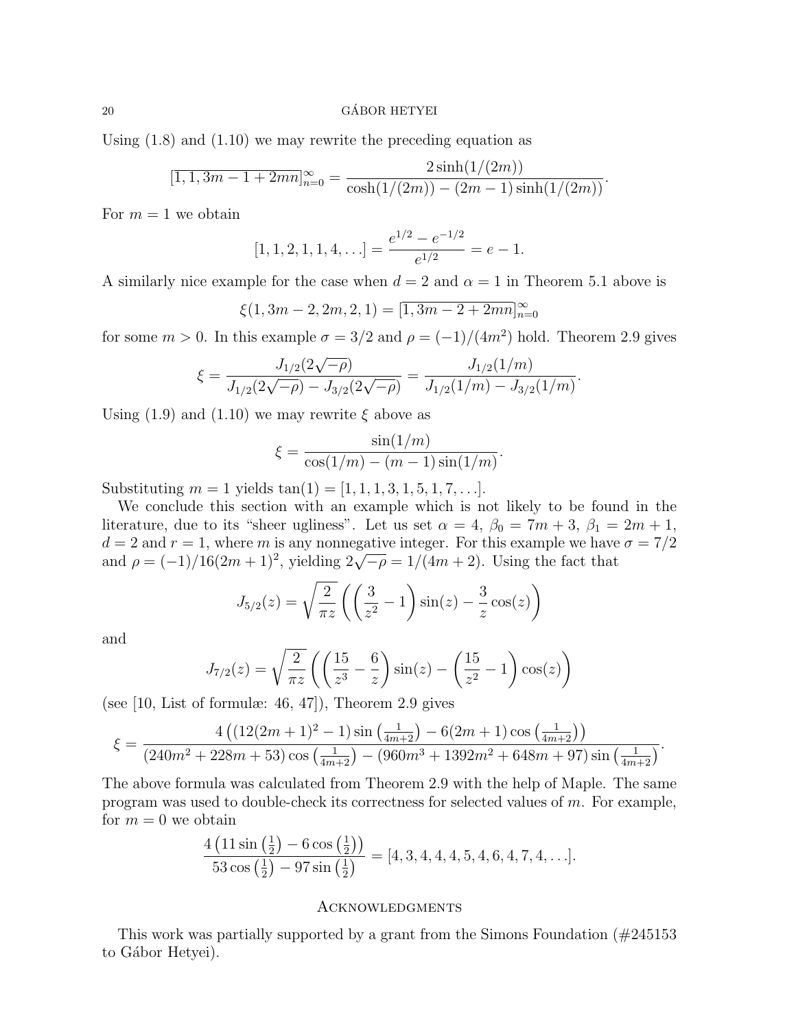Using (1.8) and (1.10) we may rewrite the preceding equation as

$$[\overline{1, 1, 3m-1+2mn}]_{n=0}^{\infty} = \frac{2\sinh(1/(2m))}{\cosh(1/(2m)) - (2m-1)\sinh(1/(2m))}.$$

For $m = 1$ we obtain

$$[1, 1, 2, 1, 1, 4, \ldots] = \frac{e^{1/2} - e^{-1/2}}{e^{1/2}} = e - 1.$$

A similarly nice example for the case when $d = 2$ and $\alpha = 1$ in Theorem 5.1 above is

$$\xi(1, 3m-2, 2m, 2, 1) = [\overline{1, 3m-2+2mn}]_{n=0}^{\infty}$$

for some $m > 0$. In this example $\sigma = 3/2$ and $\rho = (-1)/(4m^2)$ hold. Theorem 2.9 gives

$$\xi = \frac{J_{1/2}(2\sqrt{-\rho})}{J_{1/2}(2\sqrt{-\rho}) - J_{3/2}(2\sqrt{-\rho})} = \frac{J_{1/2}(1/m)}{J_{1/2}(1/m) - J_{3/2}(1/m)}.$$

Using (1.9) and (1.10) we may rewrite $\xi$ above as

$$\xi = \frac{\sin(1/m)}{\cos(1/m) - (m-1)\sin(1/m)}.$$

Substituting $m = 1$ yields $\tan(1) = [1, 1, 1, 3, 1, 5, 1, 7, \ldots]$.

We conclude this section with an example which is not likely to be found in the literature, due to its "sheer ugliness". Let us set $\alpha = 4$, $\beta_0 = 7m+3$, $\beta_1 = 2m+1$, $d = 2$ and $r = 1$, where $m$ is any nonnegative integer. For this example we have $\sigma = 7/2$ and $\rho = (-1)/16(2m+1)^2$, yielding $2\sqrt{-\rho} = 1/(4m+2)$. Using the fact that

$$J_{5/2}(z) = \sqrt{\frac{2}{\pi z}}\left(\left(\frac{3}{z^2} - 1\right)\sin(z) - \frac{3}{z}\cos(z)\right)$$

and

$$J_{7/2}(z) = \sqrt{\frac{2}{\pi z}}\left(\left(\frac{15}{z^3} - \frac{6}{z}\right)\sin(z) - \left(\frac{15}{z^2} - 1\right)\cos(z)\right)$$

(see [10, List of formulæ: 46, 47]), Theorem 2.9 gives

$$\xi = \frac{4\left((12(2m+1)^2 - 1)\sin\left(\frac{1}{4m+2}\right) - 6(2m+1)\cos\left(\frac{1}{4m+2}\right)\right)}{(240m^2 + 228m + 53)\cos\left(\frac{1}{4m+2}\right) - (960m^3 + 1392m^2 + 648m + 97)\sin\left(\frac{1}{4m+2}\right)}.$$

The above formula was calculated from Theorem 2.9 with the help of Maple. The same program was used to double-check its correctness for selected values of $m$. For example, for $m = 0$ we obtain

$$\frac{4\left(11\sin\left(\frac{1}{2}\right) - 6\cos\left(\frac{1}{2}\right)\right)}{53\cos\left(\frac{1}{2}\right) - 97\sin\left(\frac{1}{2}\right)} = [4, 3, 4, 4, 4, 5, 4, 6, 4, 7, 4, \ldots].$$

## Acknowledgments

This work was partially supported by a grant from the Simons Foundation (#245153 to Gábor Hetyei).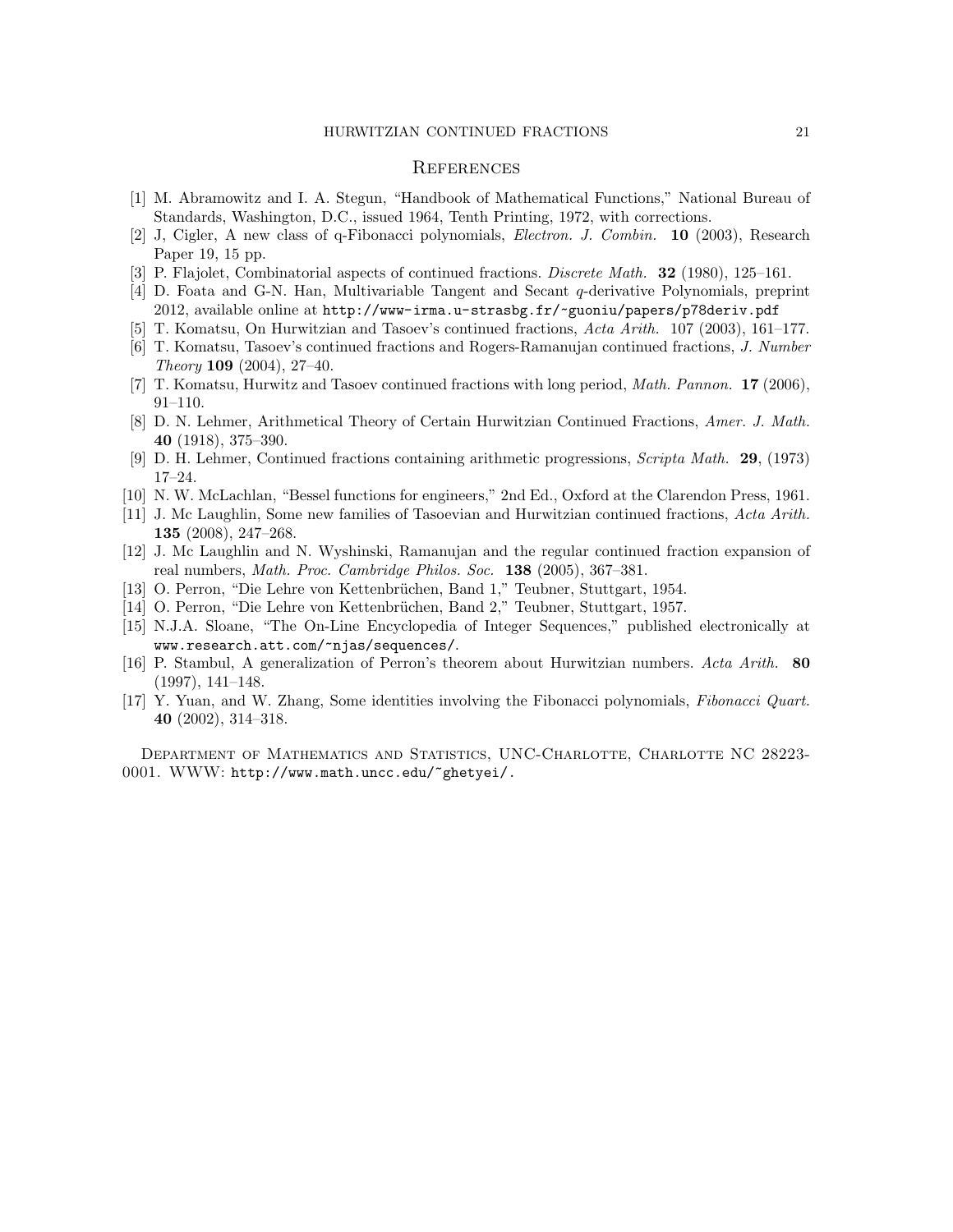## References

[1] M. Abramowitz and I. A. Stegun, "Handbook of Mathematical Functions," National Bureau of Standards, Washington, D.C., issued 1964, Tenth Printing, 1972, with corrections.

[2] J, Cigler, A new class of q-Fibonacci polynomials, *Electron. J. Combin.* **10** (2003), Research Paper 19, 15 pp.

[3] P. Flajolet, Combinatorial aspects of continued fractions. *Discrete Math.* **32** (1980), 125–161.

[4] D. Foata and G-N. Han, Multivariable Tangent and Secant $q$-derivative Polynomials, preprint 2012, available online at http://www-irma.u-strasbg.fr/~guoniu/papers/p78deriv.pdf

[5] T. Komatsu, On Hurwitzian and Tasoev's continued fractions, *Acta Arith.* 107 (2003), 161–177.

[6] T. Komatsu, Tasoev's continued fractions and Rogers-Ramanujan continued fractions, *J. Number Theory* **109** (2004), 27–40.

[7] T. Komatsu, Hurwitz and Tasoev continued fractions with long period, *Math. Pannon.* **17** (2006), 91–110.

[8] D. N. Lehmer, Arithmetical Theory of Certain Hurwitzian Continued Fractions, *Amer. J. Math.* **40** (1918), 375–390.

[9] D. H. Lehmer, Continued fractions containing arithmetic progressions, *Scripta Math.* **29**, (1973) 17–24.

[10] N. W. McLachlan, "Bessel functions for engineers," 2nd Ed., Oxford at the Clarendon Press, 1961.

[11] J. Mc Laughlin, Some new families of Tasoevian and Hurwitzian continued fractions, *Acta Arith.* **135** (2008), 247–268.

[12] J. Mc Laughlin and N. Wyshinski, Ramanujan and the regular continued fraction expansion of real numbers, *Math. Proc. Cambridge Philos. Soc.* **138** (2005), 367–381.

[13] O. Perron, "Die Lehre von Kettenbrüchen, Band 1," Teubner, Stuttgart, 1954.

[14] O. Perron, "Die Lehre von Kettenbrüchen, Band 2," Teubner, Stuttgart, 1957.

[15] N.J.A. Sloane, "The On-Line Encyclopedia of Integer Sequences," published electronically at www.research.att.com/~njas/sequences/.

[16] P. Stambul, A generalization of Perron's theorem about Hurwitzian numbers. *Acta Arith.* **80** (1997), 141–148.

[17] Y. Yuan, and W. Zhang, Some identities involving the Fibonacci polynomials, *Fibonacci Quart.* **40** (2002), 314–318.

Department of Mathematics and Statistics, UNC-Charlotte, Charlotte NC 28223-0001. WWW: http://www.math.uncc.edu/~ghetyei/.